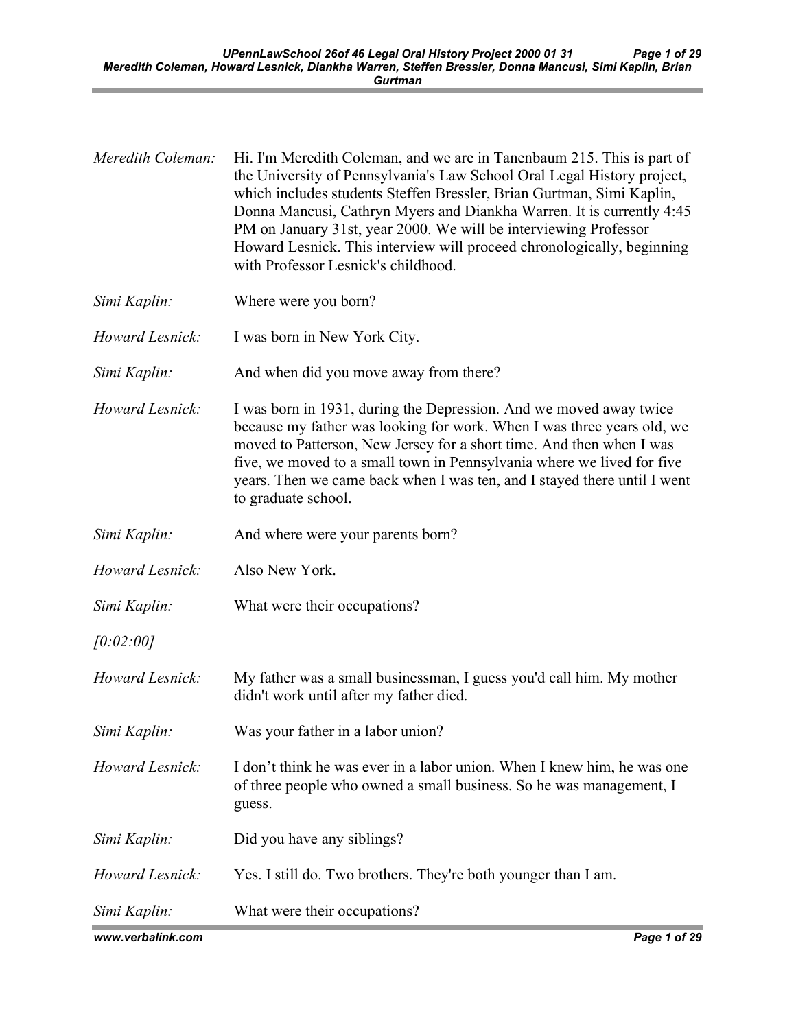*Meredith Coleman:* Hi. I'm Meredith Coleman, and we are in Tanenbaum 215. This is part of the University of Pennsylvania's Law School Oral Legal History project, which includes students Steffen Bressler, Brian Gurtman, Simi Kaplin, Donna Mancusi, Cathryn Myers and Diankha Warren. It is currently 4:45 PM on January 31st, year 2000. We will be interviewing Professor Howard Lesnick. This interview will proceed chronologically, beginning with Professor Lesnick's childhood.

*Simi Kaplin:* Where were you born?

*Howard Lesnick:* I was born in New York City.

*Simi Kaplin:* And when did you move away from there?

*Howard Lesnick:* I was born in 1931, during the Depression. And we moved away twice because my father was looking for work. When I was three years old, we moved to Patterson, New Jersey for a short time. And then when I was five, we moved to a small town in Pennsylvania where we lived for five years. Then we came back when I was ten, and I stayed there until I went to graduate school.

*Simi Kaplin:* And where were your parents born?

*Howard Lesnick:* Also New York.

*Simi Kaplin:* What were their occupations?

*[0:02:00]*

*Howard Lesnick:* My father was a small businessman, I guess you'd call him. My mother didn't work until after my father died.

*Simi Kaplin:* Was your father in a labor union?

*Howard Lesnick:* I don't think he was ever in a labor union. When I knew him, he was one of three people who owned a small business. So he was management, I guess.

*Simi Kaplin:* Did you have any siblings?

*Howard Lesnick:* Yes. I still do. Two brothers. They're both younger than I am.

*Simi Kaplin:* What were their occupations?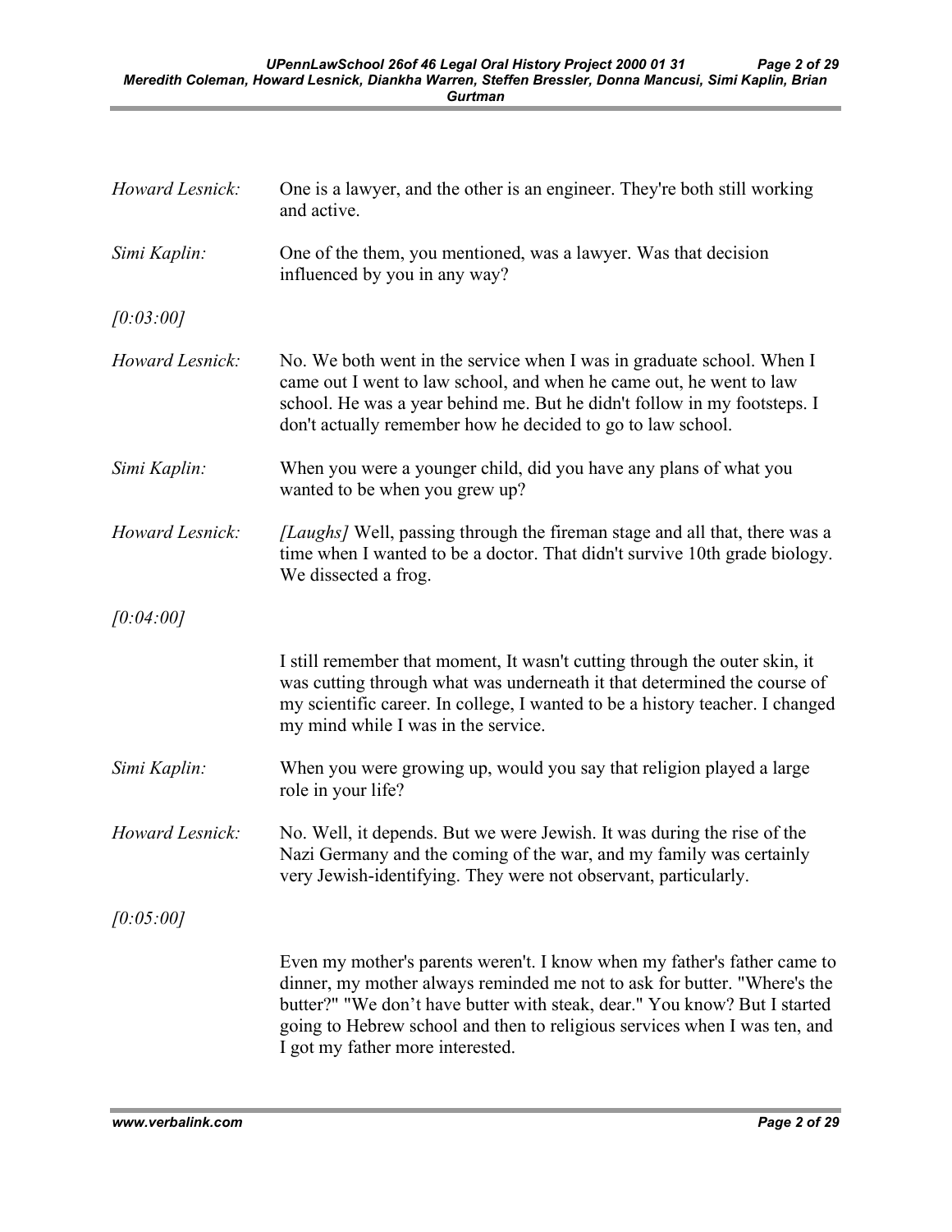*Howard Lesnick:* One is a lawyer, and the other is an engineer. They're both still working and active.

*Simi Kaplin:* One of the them, you mentioned, was a lawyer. Was that decision influenced by you in any way?

*[0:03:00]*

*Howard Lesnick:* No. We both went in the service when I was in graduate school. When I came out I went to law school, and when he came out, he went to law school. He was a year behind me. But he didn't follow in my footsteps. I don't actually remember how he decided to go to law school.

*Simi Kaplin:* When you were a younger child, did you have any plans of what you wanted to be when you grew up?

*Howard Lesnick:* *[Laughs]* Well, passing through the fireman stage and all that, there was a time when I wanted to be a doctor. That didn't survive 10th grade biology. We dissected a frog.

*[0:04:00]*

I still remember that moment, It wasn't cutting through the outer skin, it was cutting through what was underneath it that determined the course of my scientific career. In college, I wanted to be a history teacher. I changed my mind while I was in the service.

*Simi Kaplin:* When you were growing up, would you say that religion played a large role in your life?

*Howard Lesnick:* No. Well, it depends. But we were Jewish. It was during the rise of the Nazi Germany and the coming of the war, and my family was certainly very Jewish-identifying. They were not observant, particularly.

*[0:05:00]*

Even my mother's parents weren't. I know when my father's father came to dinner, my mother always reminded me not to ask for butter. "Where's the butter?" "We don't have butter with steak, dear." You know? But I started going to Hebrew school and then to religious services when I was ten, and I got my father more interested.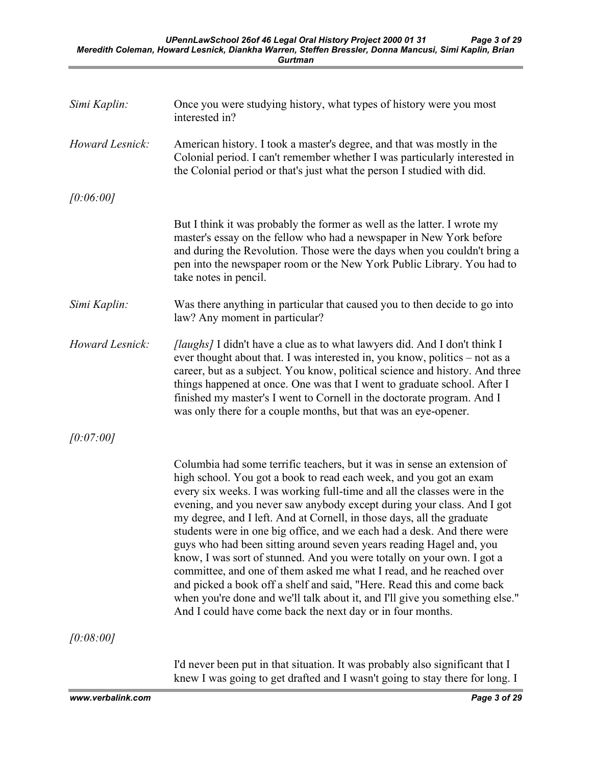*Simi Kaplin:* Once you were studying history, what types of history were you most interested in?

*Howard Lesnick:* American history. I took a master's degree, and that was mostly in the Colonial period. I can't remember whether I was particularly interested in the Colonial period or that's just what the person I studied with did.

*[0:06:00]*

But I think it was probably the former as well as the latter. I wrote my master's essay on the fellow who had a newspaper in New York before and during the Revolution. Those were the days when you couldn't bring a pen into the newspaper room or the New York Public Library. You had to take notes in pencil.

*Simi Kaplin:* Was there anything in particular that caused you to then decide to go into law? Any moment in particular?

*Howard Lesnick:* *[laughs]* I didn't have a clue as to what lawyers did. And I don't think I ever thought about that. I was interested in, you know, politics – not as a career, but as a subject. You know, political science and history. And three things happened at once. One was that I went to graduate school. After I finished my master's I went to Cornell in the doctorate program. And I was only there for a couple months, but that was an eye-opener.

*[0:07:00]*

Columbia had some terrific teachers, but it was in sense an extension of high school. You got a book to read each week, and you got an exam every six weeks. I was working full-time and all the classes were in the evening, and you never saw anybody except during your class. And I got my degree, and I left. And at Cornell, in those days, all the graduate students were in one big office, and we each had a desk. And there were guys who had been sitting around seven years reading Hagel and, you know, I was sort of stunned. And you were totally on your own. I got a committee, and one of them asked me what I read, and he reached over and picked a book off a shelf and said, "Here. Read this and come back when you're done and we'll talk about it, and I'll give you something else." And I could have come back the next day or in four months.

*[0:08:00]*

I'd never been put in that situation. It was probably also significant that I knew I was going to get drafted and I wasn't going to stay there for long. I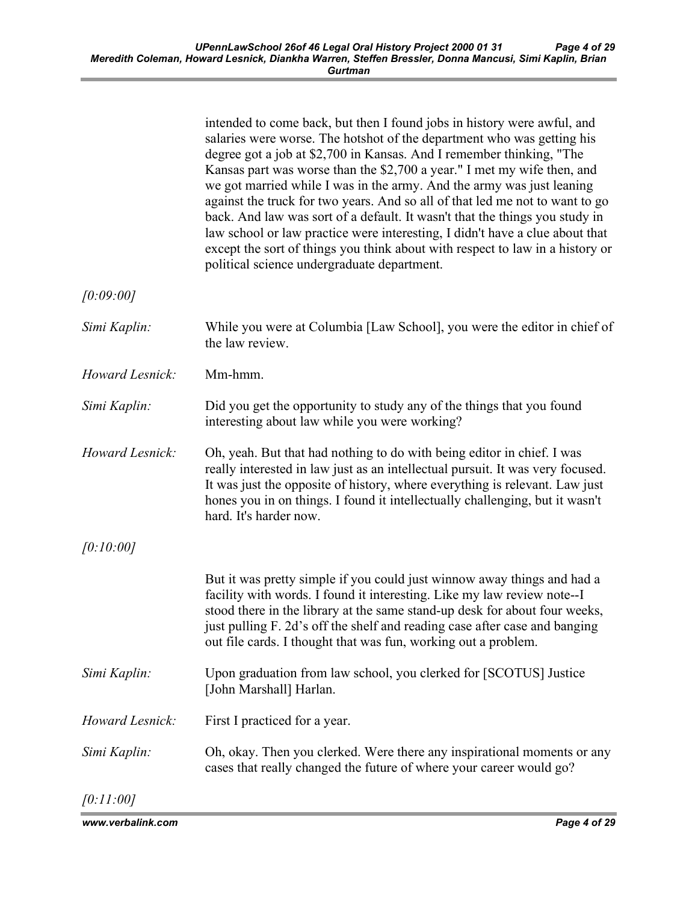intended to come back, but then I found jobs in history were awful, and salaries were worse. The hotshot of the department who was getting his degree got a job at $2,700 in Kansas. And I remember thinking, "The Kansas part was worse than the $2,700 a year." I met my wife then, and we got married while I was in the army. And the army was just leaning against the truck for two years. And so all of that led me not to want to go back. And law was sort of a default. It wasn't that the things you study in law school or law practice were interesting, I didn't have a clue about that except the sort of things you think about with respect to law in a history or political science undergraduate department.

*[0:09:00]*

*Simi Kaplin:* While you were at Columbia [Law School], you were the editor in chief of the law review.

*Howard Lesnick:* Mm-hmm.

*Simi Kaplin:* Did you get the opportunity to study any of the things that you found interesting about law while you were working?

*Howard Lesnick:* Oh, yeah. But that had nothing to do with being editor in chief. I was really interested in law just as an intellectual pursuit. It was very focused. It was just the opposite of history, where everything is relevant. Law just hones you in on things. I found it intellectually challenging, but it wasn't hard. It's harder now.

*[0:10:00]*

But it was pretty simple if you could just winnow away things and had a facility with words. I found it interesting. Like my law review note--I stood there in the library at the same stand-up desk for about four weeks, just pulling F. 2d's off the shelf and reading case after case and banging out file cards. I thought that was fun, working out a problem.

*Simi Kaplin:* Upon graduation from law school, you clerked for [SCOTUS] Justice [John Marshall] Harlan.

*Howard Lesnick:* First I practiced for a year.

*Simi Kaplin:* Oh, okay. Then you clerked. Were there any inspirational moments or any cases that really changed the future of where your career would go?

*[0:11:00]*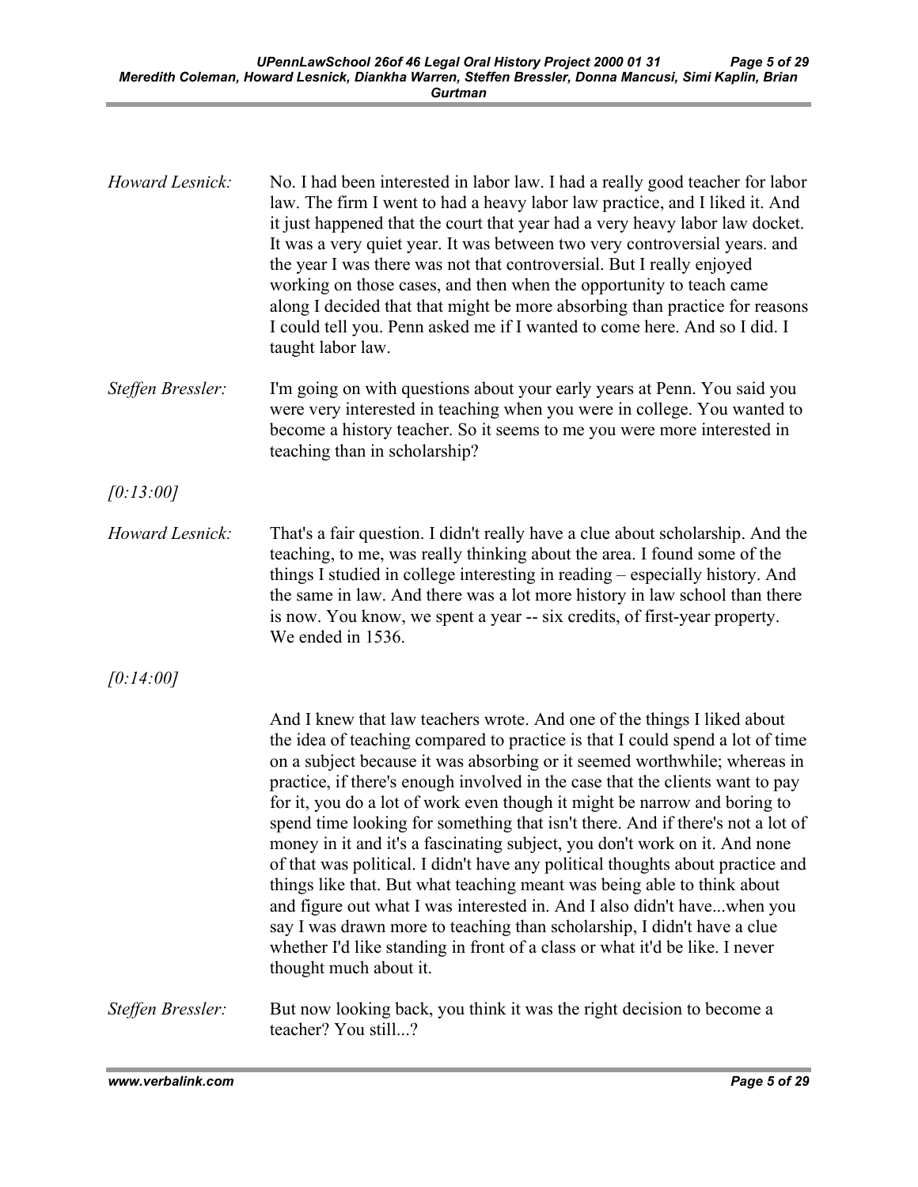*Howard Lesnick:* No. I had been interested in labor law. I had a really good teacher for labor law. The firm I went to had a heavy labor law practice, and I liked it. And it just happened that the court that year had a very heavy labor law docket. It was a very quiet year. It was between two very controversial years. and the year I was there was not that controversial. But I really enjoyed working on those cases, and then when the opportunity to teach came along I decided that that might be more absorbing than practice for reasons I could tell you. Penn asked me if I wanted to come here. And so I did. I taught labor law.

*Steffen Bressler:* I'm going on with questions about your early years at Penn. You said you were very interested in teaching when you were in college. You wanted to become a history teacher. So it seems to me you were more interested in teaching than in scholarship?

*[0:13:00]*

*Howard Lesnick:* That's a fair question. I didn't really have a clue about scholarship. And the teaching, to me, was really thinking about the area. I found some of the things I studied in college interesting in reading – especially history. And the same in law. And there was a lot more history in law school than there is now. You know, we spent a year -- six credits, of first-year property. We ended in 1536.

*[0:14:00]*

And I knew that law teachers wrote. And one of the things I liked about the idea of teaching compared to practice is that I could spend a lot of time on a subject because it was absorbing or it seemed worthwhile; whereas in practice, if there's enough involved in the case that the clients want to pay for it, you do a lot of work even though it might be narrow and boring to spend time looking for something that isn't there. And if there's not a lot of money in it and it's a fascinating subject, you don't work on it. And none of that was political. I didn't have any political thoughts about practice and things like that. But what teaching meant was being able to think about and figure out what I was interested in. And I also didn't have...when you say I was drawn more to teaching than scholarship, I didn't have a clue whether I'd like standing in front of a class or what it'd be like. I never thought much about it.

*Steffen Bressler:* But now looking back, you think it was the right decision to become a teacher? You still...?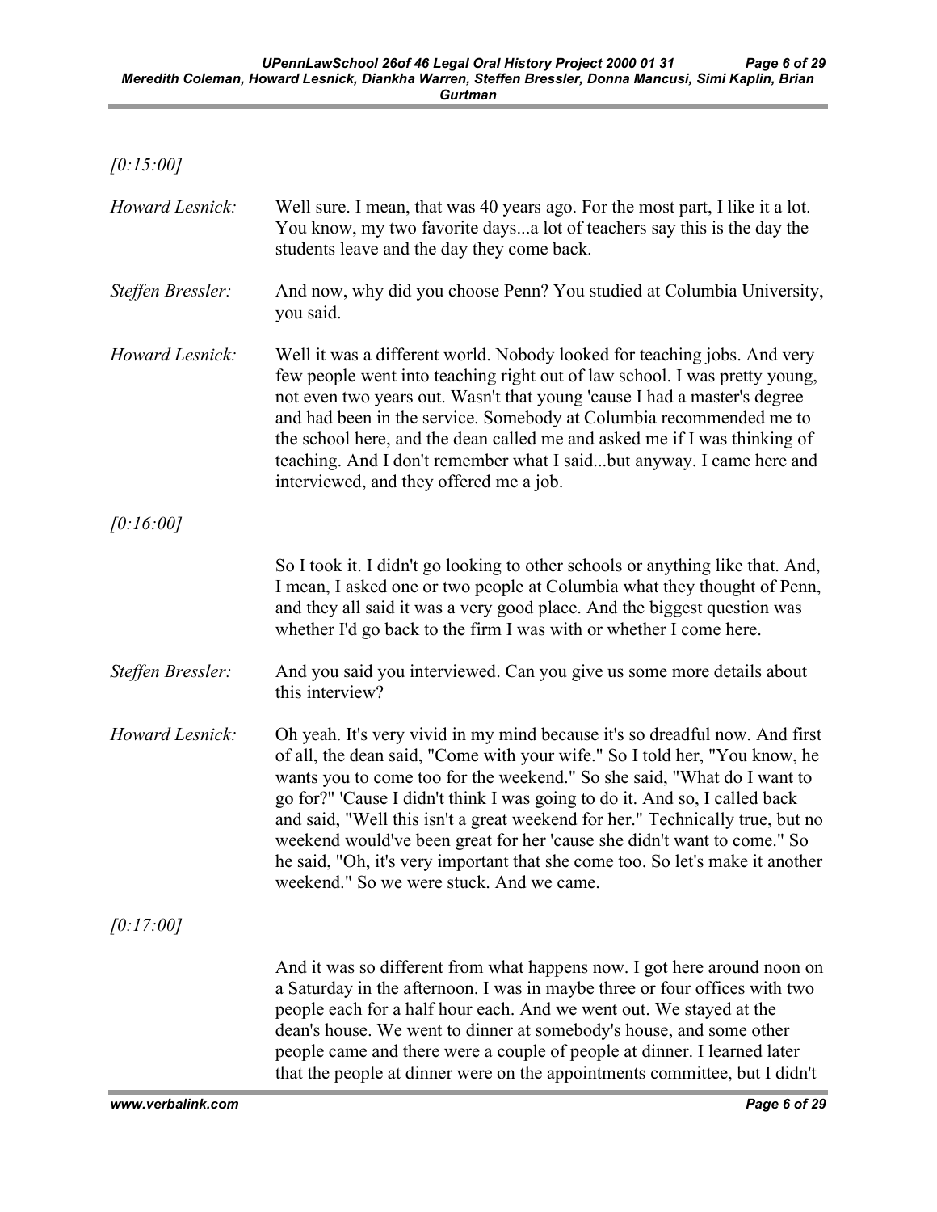*[0:15:00]*

*Howard Lesnick:* Well sure. I mean, that was 40 years ago. For the most part, I like it a lot. You know, my two favorite days...a lot of teachers say this is the day the students leave and the day they come back.

*Steffen Bressler:* And now, why did you choose Penn? You studied at Columbia University, you said.

*Howard Lesnick:* Well it was a different world. Nobody looked for teaching jobs. And very few people went into teaching right out of law school. I was pretty young, not even two years out. Wasn't that young 'cause I had a master's degree and had been in the service. Somebody at Columbia recommended me to the school here, and the dean called me and asked me if I was thinking of teaching. And I don't remember what I said...but anyway. I came here and interviewed, and they offered me a job.

*[0:16:00]*

So I took it. I didn't go looking to other schools or anything like that. And, I mean, I asked one or two people at Columbia what they thought of Penn, and they all said it was a very good place. And the biggest question was whether I'd go back to the firm I was with or whether I come here.

*Steffen Bressler:* And you said you interviewed. Can you give us some more details about this interview?

*Howard Lesnick:* Oh yeah. It's very vivid in my mind because it's so dreadful now. And first of all, the dean said, "Come with your wife." So I told her, "You know, he wants you to come too for the weekend." So she said, "What do I want to go for?" 'Cause I didn't think I was going to do it. And so, I called back and said, "Well this isn't a great weekend for her." Technically true, but no weekend would've been great for her 'cause she didn't want to come." So he said, "Oh, it's very important that she come too. So let's make it another weekend." So we were stuck. And we came.

*[0:17:00]*

And it was so different from what happens now. I got here around noon on a Saturday in the afternoon. I was in maybe three or four offices with two people each for a half hour each. And we went out. We stayed at the dean's house. We went to dinner at somebody's house, and some other people came and there were a couple of people at dinner. I learned later that the people at dinner were on the appointments committee, but I didn't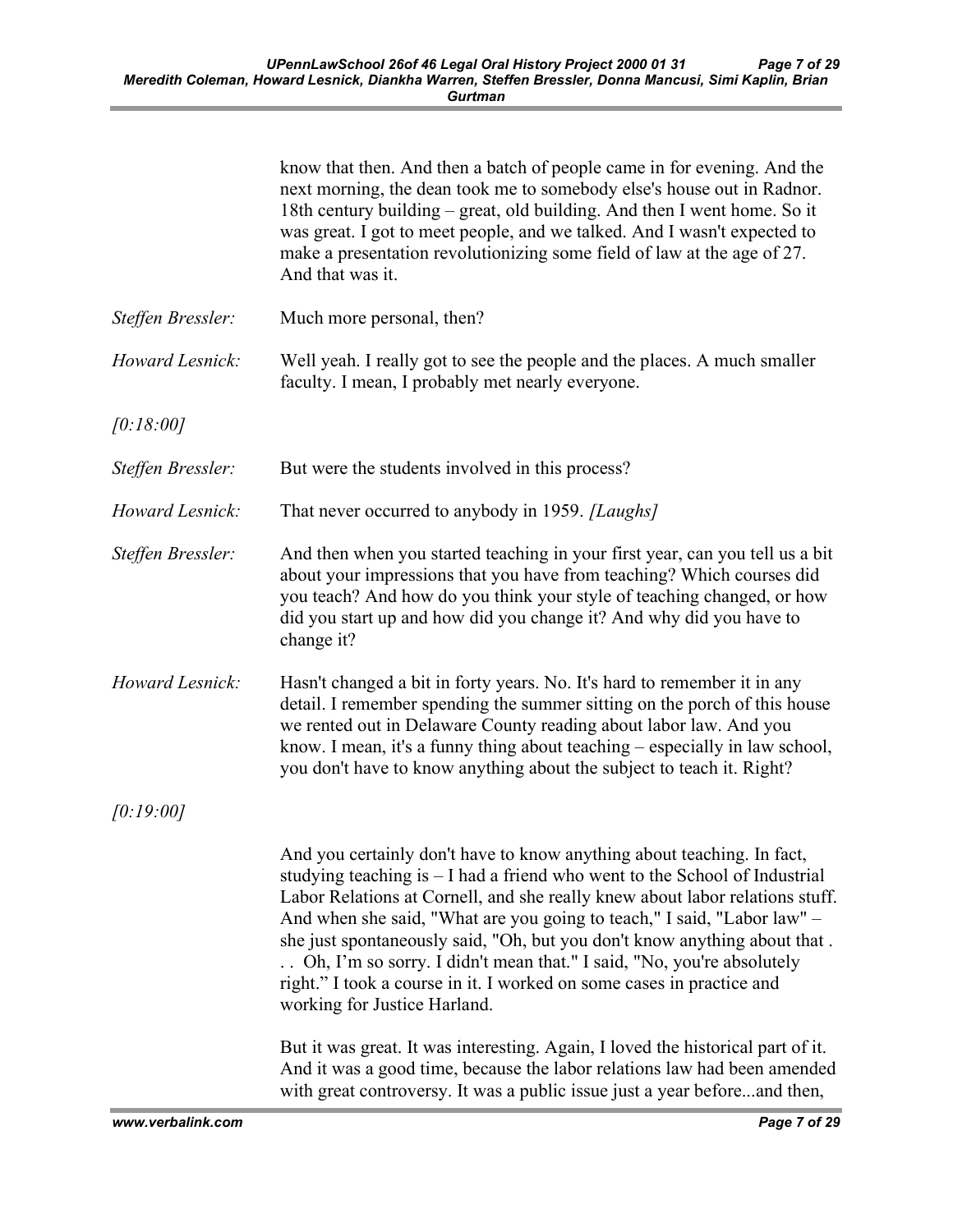know that then. And then a batch of people came in for evening. And the next morning, the dean took me to somebody else's house out in Radnor. 18th century building – great, old building. And then I went home. So it was great. I got to meet people, and we talked. And I wasn't expected to make a presentation revolutionizing some field of law at the age of 27. And that was it.

*Steffen Bressler:* Much more personal, then?

*Howard Lesnick:* Well yeah. I really got to see the people and the places. A much smaller faculty. I mean, I probably met nearly everyone.

*[0:18:00]*

*Steffen Bressler:* But were the students involved in this process?

*Howard Lesnick:* That never occurred to anybody in 1959. *[Laughs]*

*Steffen Bressler:* And then when you started teaching in your first year, can you tell us a bit about your impressions that you have from teaching? Which courses did you teach? And how do you think your style of teaching changed, or how did you start up and how did you change it? And why did you have to change it?

*Howard Lesnick:* Hasn't changed a bit in forty years. No. It's hard to remember it in any detail. I remember spending the summer sitting on the porch of this house we rented out in Delaware County reading about labor law. And you know. I mean, it's a funny thing about teaching – especially in law school, you don't have to know anything about the subject to teach it. Right?

*[0:19:00]*

And you certainly don't have to know anything about teaching. In fact, studying teaching is – I had a friend who went to the School of Industrial Labor Relations at Cornell, and she really knew about labor relations stuff. And when she said, "What are you going to teach," I said, "Labor law" – she just spontaneously said, "Oh, but you don't know anything about that . . . Oh, I'm so sorry. I didn't mean that." I said, "No, you're absolutely right." I took a course in it. I worked on some cases in practice and working for Justice Harland.

But it was great. It was interesting. Again, I loved the historical part of it. And it was a good time, because the labor relations law had been amended with great controversy. It was a public issue just a year before...and then,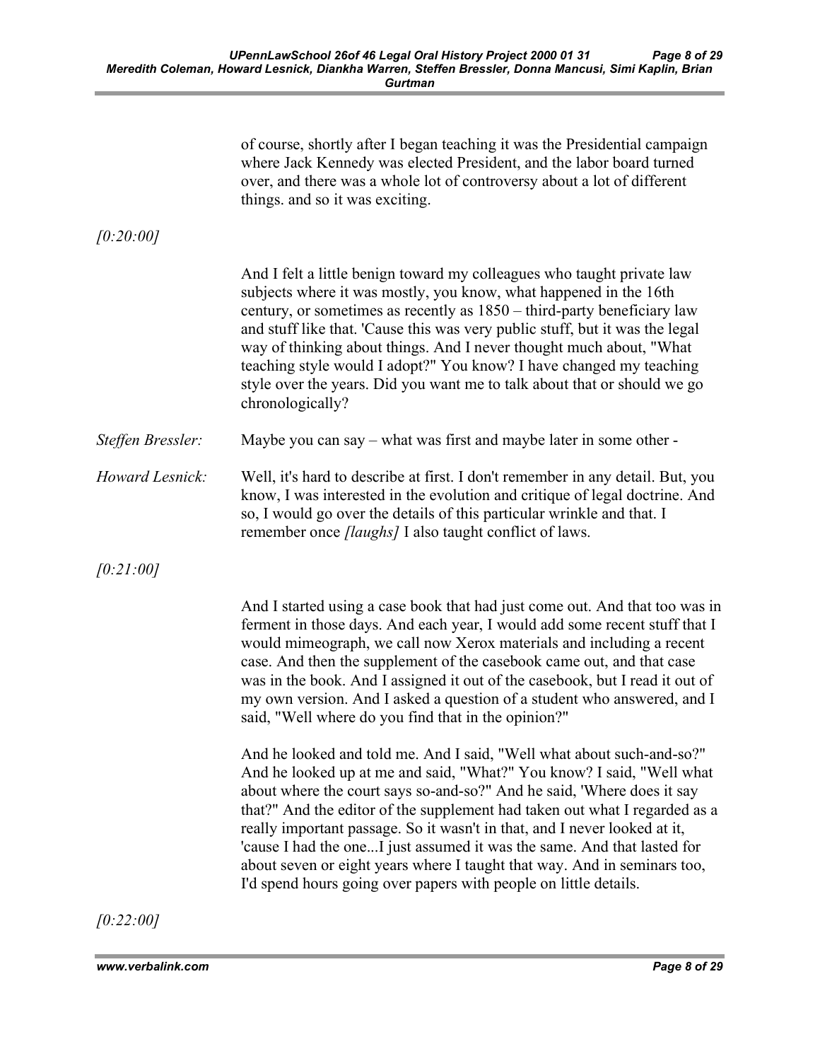of course, shortly after I began teaching it was the Presidential campaign where Jack Kennedy was elected President, and the labor board turned over, and there was a whole lot of controversy about a lot of different things. and so it was exciting.

*[0:20:00]*

And I felt a little benign toward my colleagues who taught private law subjects where it was mostly, you know, what happened in the 16th century, or sometimes as recently as 1850 – third-party beneficiary law and stuff like that. 'Cause this was very public stuff, but it was the legal way of thinking about things. And I never thought much about, "What teaching style would I adopt?" You know? I have changed my teaching style over the years. Did you want me to talk about that or should we go chronologically?

*Steffen Bressler:* Maybe you can say – what was first and maybe later in some other -

*Howard Lesnick:* Well, it's hard to describe at first. I don't remember in any detail. But, you know, I was interested in the evolution and critique of legal doctrine. And so, I would go over the details of this particular wrinkle and that. I remember once *[laughs]* I also taught conflict of laws.

*[0:21:00]*

And I started using a case book that had just come out. And that too was in ferment in those days. And each year, I would add some recent stuff that I would mimeograph, we call now Xerox materials and including a recent case. And then the supplement of the casebook came out, and that case was in the book. And I assigned it out of the casebook, but I read it out of my own version. And I asked a question of a student who answered, and I said, "Well where do you find that in the opinion?"

And he looked and told me. And I said, "Well what about such-and-so?" And he looked up at me and said, "What?" You know? I said, "Well what about where the court says so-and-so?" And he said, 'Where does it say that?" And the editor of the supplement had taken out what I regarded as a really important passage. So it wasn't in that, and I never looked at it, 'cause I had the one...I just assumed it was the same. And that lasted for about seven or eight years where I taught that way. And in seminars too, I'd spend hours going over papers with people on little details.

*[0:22:00]*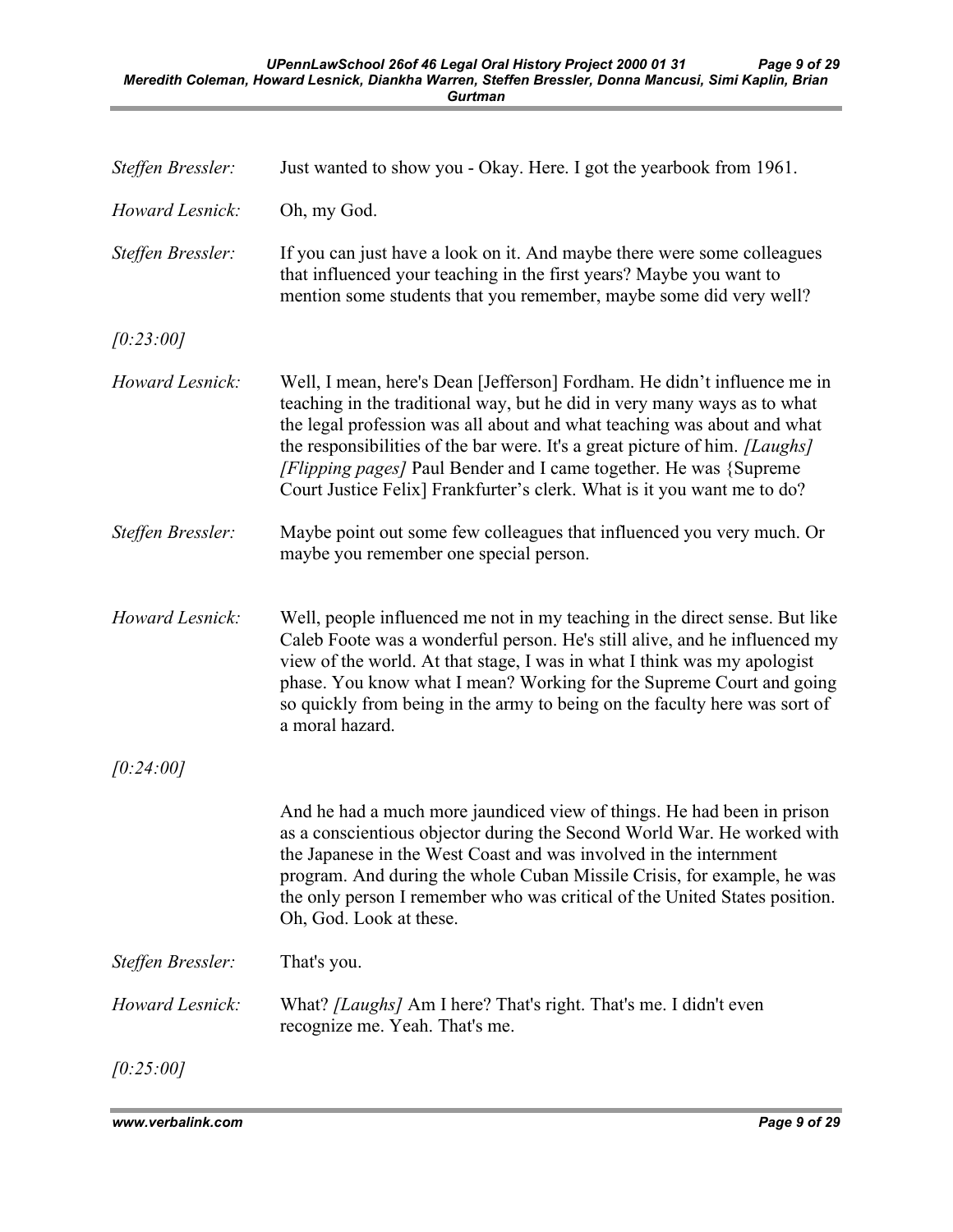*Steffen Bressler:* Just wanted to show you - Okay. Here. I got the yearbook from 1961.

*Howard Lesnick:* Oh, my God.

*Steffen Bressler:* If you can just have a look on it. And maybe there were some colleagues that influenced your teaching in the first years? Maybe you want to mention some students that you remember, maybe some did very well?

*[0:23:00]*

*Howard Lesnick:* Well, I mean, here's Dean [Jefferson] Fordham. He didn't influence me in teaching in the traditional way, but he did in very many ways as to what the legal profession was all about and what teaching was about and what the responsibilities of the bar were. It's a great picture of him. *[Laughs] [Flipping pages]* Paul Bender and I came together. He was {Supreme Court Justice Felix] Frankfurter's clerk. What is it you want me to do?

*Steffen Bressler:* Maybe point out some few colleagues that influenced you very much. Or maybe you remember one special person.

*Howard Lesnick:* Well, people influenced me not in my teaching in the direct sense. But like Caleb Foote was a wonderful person. He's still alive, and he influenced my view of the world. At that stage, I was in what I think was my apologist phase. You know what I mean? Working for the Supreme Court and going so quickly from being in the army to being on the faculty here was sort of a moral hazard.

*[0:24:00]*

And he had a much more jaundiced view of things. He had been in prison as a conscientious objector during the Second World War. He worked with the Japanese in the West Coast and was involved in the internment program. And during the whole Cuban Missile Crisis, for example, he was the only person I remember who was critical of the United States position. Oh, God. Look at these.

*Steffen Bressler:* That's you.

*Howard Lesnick:* What? *[Laughs]* Am I here? That's right. That's me. I didn't even recognize me. Yeah. That's me.

*[0:25:00]*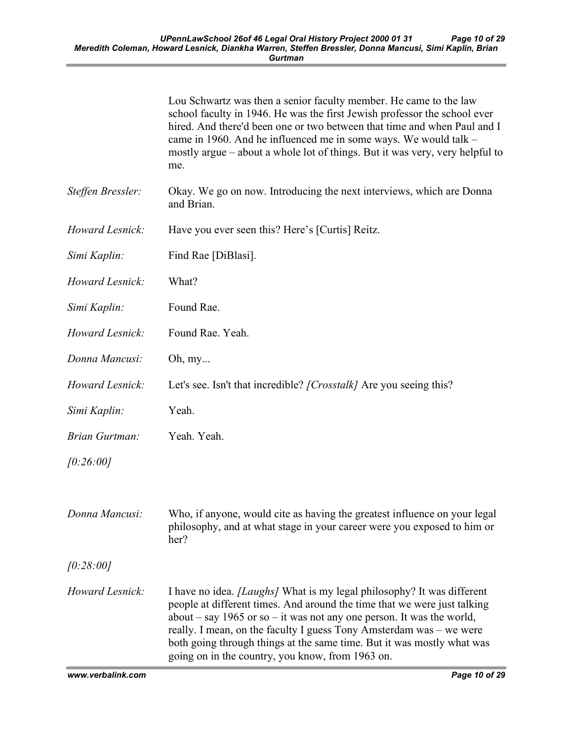Lou Schwartz was then a senior faculty member. He came to the law school faculty in 1946. He was the first Jewish professor the school ever hired. And there'd been one or two between that time and when Paul and I came in 1960. And he influenced me in some ways. We would talk – mostly argue – about a whole lot of things. But it was very, very helpful to me.

*Steffen Bressler:* Okay. We go on now. Introducing the next interviews, which are Donna and Brian.

*Howard Lesnick:* Have you ever seen this? Here's [Curtis] Reitz.

*Simi Kaplin:* Find Rae [DiBlasi].

*Howard Lesnick:* What?

*Simi Kaplin:* Found Rae.

*Howard Lesnick:* Found Rae. Yeah.

*Donna Mancusi:* Oh, my...

*Howard Lesnick:* Let's see. Isn't that incredible? *[Crosstalk]* Are you seeing this?

*Simi Kaplin:* Yeah.

*Brian Gurtman:* Yeah. Yeah.

*[0:26:00]*

*Donna Mancusi:* Who, if anyone, would cite as having the greatest influence on your legal philosophy, and at what stage in your career were you exposed to him or her?

*[0:28:00]*

*Howard Lesnick:* I have no idea. *[Laughs]* What is my legal philosophy? It was different people at different times. And around the time that we were just talking about – say 1965 or so – it was not any one person. It was the world, really. I mean, on the faculty I guess Tony Amsterdam was – we were both going through things at the same time. But it was mostly what was going on in the country, you know, from 1963 on.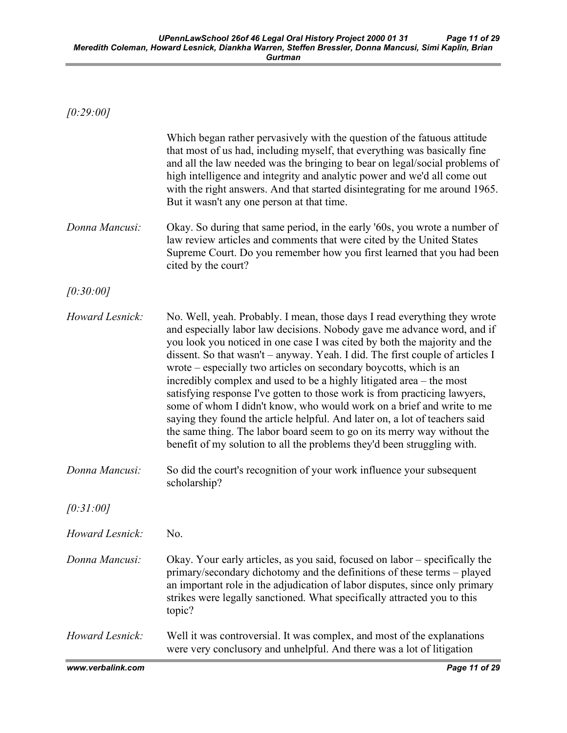*[0:29:00]*

Which began rather pervasively with the question of the fatuous attitude that most of us had, including myself, that everything was basically fine and all the law needed was the bringing to bear on legal/social problems of high intelligence and integrity and analytic power and we'd all come out with the right answers. And that started disintegrating for me around 1965. But it wasn't any one person at that time.

*Donna Mancusi:* Okay. So during that same period, in the early '60s, you wrote a number of law review articles and comments that were cited by the United States Supreme Court. Do you remember how you first learned that you had been cited by the court?

*[0:30:00]*

*Howard Lesnick:* No. Well, yeah. Probably. I mean, those days I read everything they wrote and especially labor law decisions. Nobody gave me advance word, and if you look you noticed in one case I was cited by both the majority and the dissent. So that wasn't – anyway. Yeah. I did. The first couple of articles I wrote – especially two articles on secondary boycotts, which is an incredibly complex and used to be a highly litigated area – the most satisfying response I've gotten to those work is from practicing lawyers, some of whom I didn't know, who would work on a brief and write to me saying they found the article helpful. And later on, a lot of teachers said the same thing. The labor board seem to go on its merry way without the benefit of my solution to all the problems they'd been struggling with.

*Donna Mancusi:* So did the court's recognition of your work influence your subsequent scholarship?

*[0:31:00]*

*Howard Lesnick:* No.

*Donna Mancusi:* Okay. Your early articles, as you said, focused on labor – specifically the primary/secondary dichotomy and the definitions of these terms – played an important role in the adjudication of labor disputes, since only primary strikes were legally sanctioned. What specifically attracted you to this topic?

*Howard Lesnick:* Well it was controversial. It was complex, and most of the explanations were very conclusory and unhelpful. And there was a lot of litigation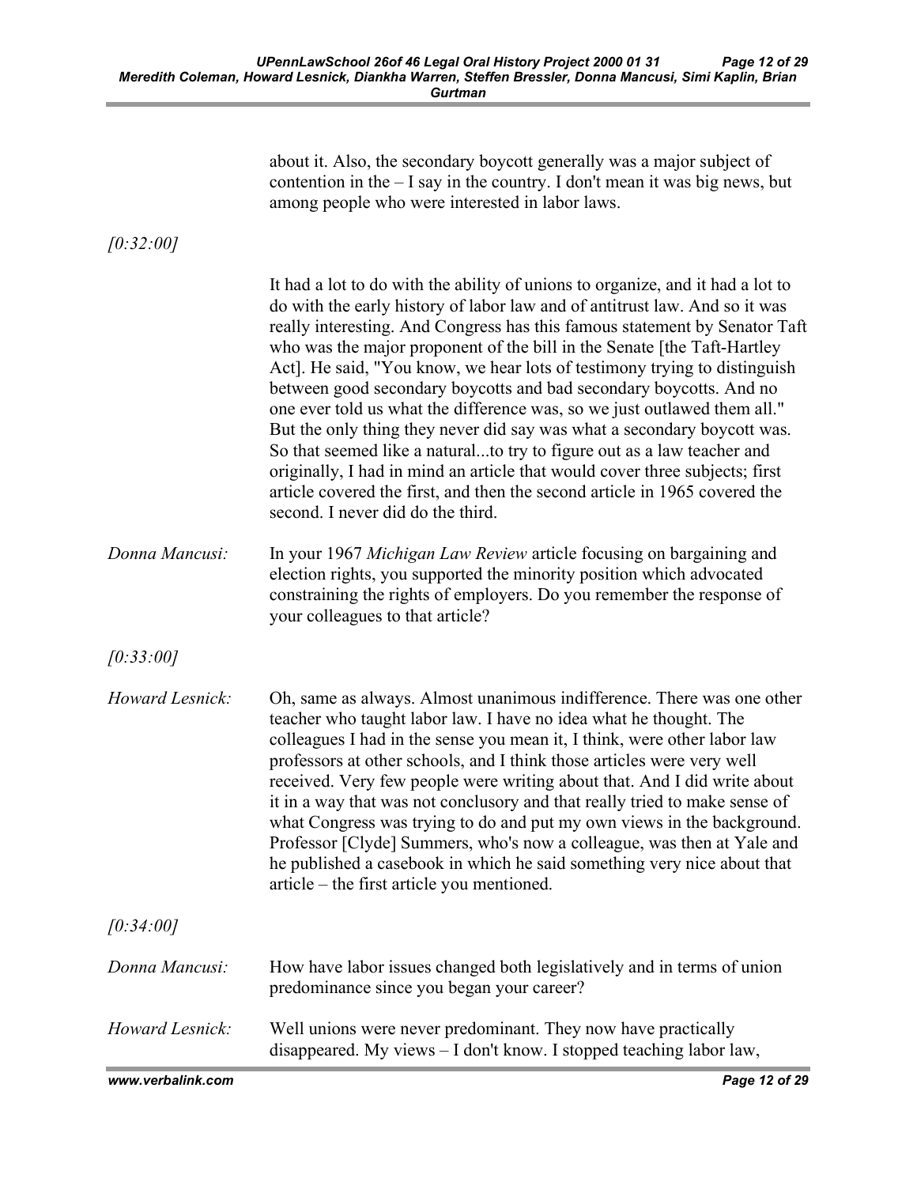about it. Also, the secondary boycott generally was a major subject of contention in the – I say in the country. I don't mean it was big news, but among people who were interested in labor laws.

*[0:32:00]*

It had a lot to do with the ability of unions to organize, and it had a lot to do with the early history of labor law and of antitrust law. And so it was really interesting. And Congress has this famous statement by Senator Taft who was the major proponent of the bill in the Senate [the Taft-Hartley Act]. He said, "You know, we hear lots of testimony trying to distinguish between good secondary boycotts and bad secondary boycotts. And no one ever told us what the difference was, so we just outlawed them all." But the only thing they never did say was what a secondary boycott was. So that seemed like a natural...to try to figure out as a law teacher and originally, I had in mind an article that would cover three subjects; first article covered the first, and then the second article in 1965 covered the second. I never did do the third.

*Donna Mancusi:* In your 1967 *Michigan Law Review* article focusing on bargaining and election rights, you supported the minority position which advocated constraining the rights of employers. Do you remember the response of your colleagues to that article?

*[0:33:00]*

*Howard Lesnick:* Oh, same as always. Almost unanimous indifference. There was one other teacher who taught labor law. I have no idea what he thought. The colleagues I had in the sense you mean it, I think, were other labor law professors at other schools, and I think those articles were very well received. Very few people were writing about that. And I did write about it in a way that was not conclusory and that really tried to make sense of what Congress was trying to do and put my own views in the background. Professor [Clyde] Summers, who's now a colleague, was then at Yale and he published a casebook in which he said something very nice about that article – the first article you mentioned.

*[0:34:00]*

*Donna Mancusi:* How have labor issues changed both legislatively and in terms of union predominance since you began your career?

*Howard Lesnick:* Well unions were never predominant. They now have practically disappeared. My views – I don't know. I stopped teaching labor law,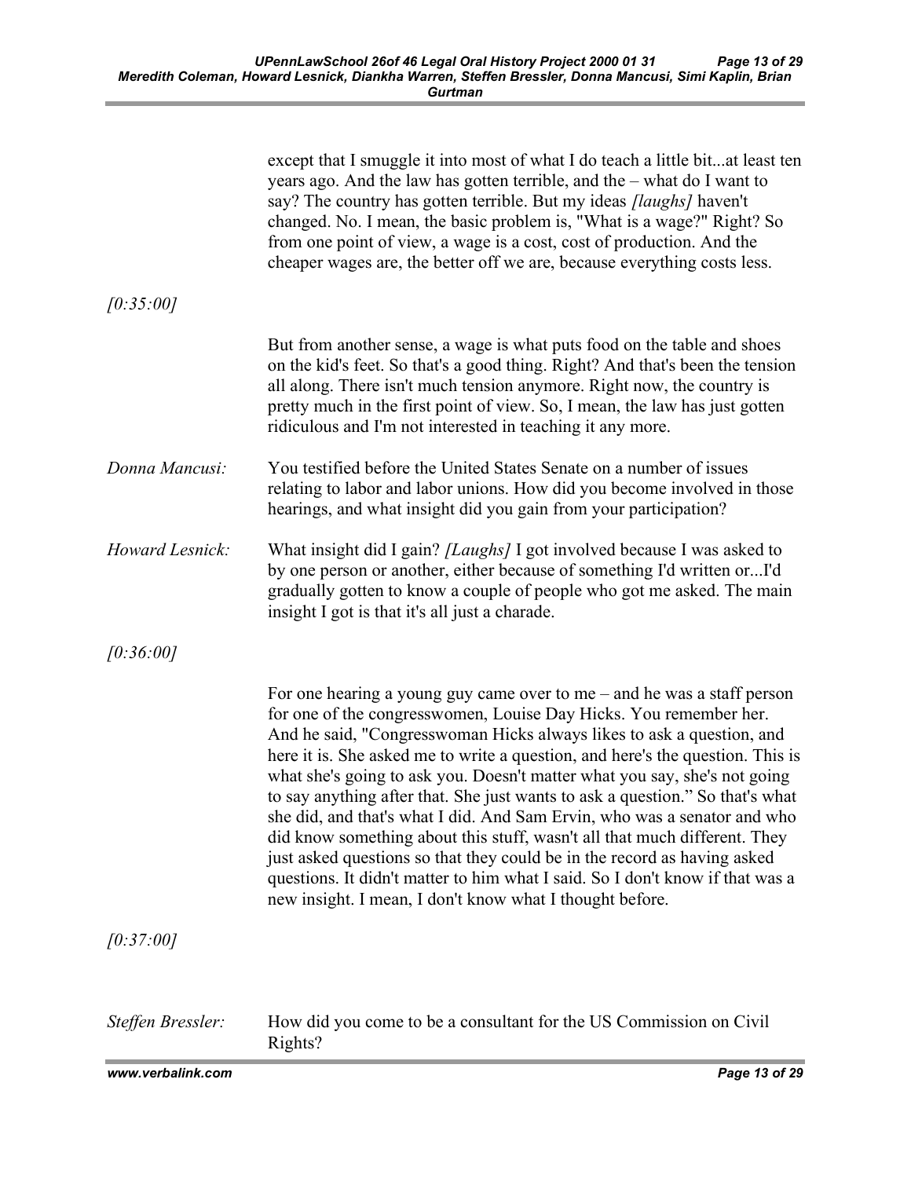except that I smuggle it into most of what I do teach a little bit...at least ten years ago. And the law has gotten terrible, and the – what do I want to say? The country has gotten terrible. But my ideas *[laughs]* haven't changed. No. I mean, the basic problem is, "What is a wage?" Right? So from one point of view, a wage is a cost, cost of production. And the cheaper wages are, the better off we are, because everything costs less.

*[0:35:00]*

But from another sense, a wage is what puts food on the table and shoes on the kid's feet. So that's a good thing. Right? And that's been the tension all along. There isn't much tension anymore. Right now, the country is pretty much in the first point of view. So, I mean, the law has just gotten ridiculous and I'm not interested in teaching it any more.

*Donna Mancusi:* You testified before the United States Senate on a number of issues relating to labor and labor unions. How did you become involved in those hearings, and what insight did you gain from your participation?

*Howard Lesnick:* What insight did I gain? *[Laughs]* I got involved because I was asked to by one person or another, either because of something I'd written or...I'd gradually gotten to know a couple of people who got me asked. The main insight I got is that it's all just a charade.

*[0:36:00]*

For one hearing a young guy came over to me – and he was a staff person for one of the congresswomen, Louise Day Hicks. You remember her. And he said, "Congresswoman Hicks always likes to ask a question, and here it is. She asked me to write a question, and here's the question. This is what she's going to ask you. Doesn't matter what you say, she's not going to say anything after that. She just wants to ask a question." So that's what she did, and that's what I did. And Sam Ervin, who was a senator and who did know something about this stuff, wasn't all that much different. They just asked questions so that they could be in the record as having asked questions. It didn't matter to him what I said. So I don't know if that was a new insight. I mean, I don't know what I thought before.

*[0:37:00]*

*Steffen Bressler:* How did you come to be a consultant for the US Commission on Civil Rights?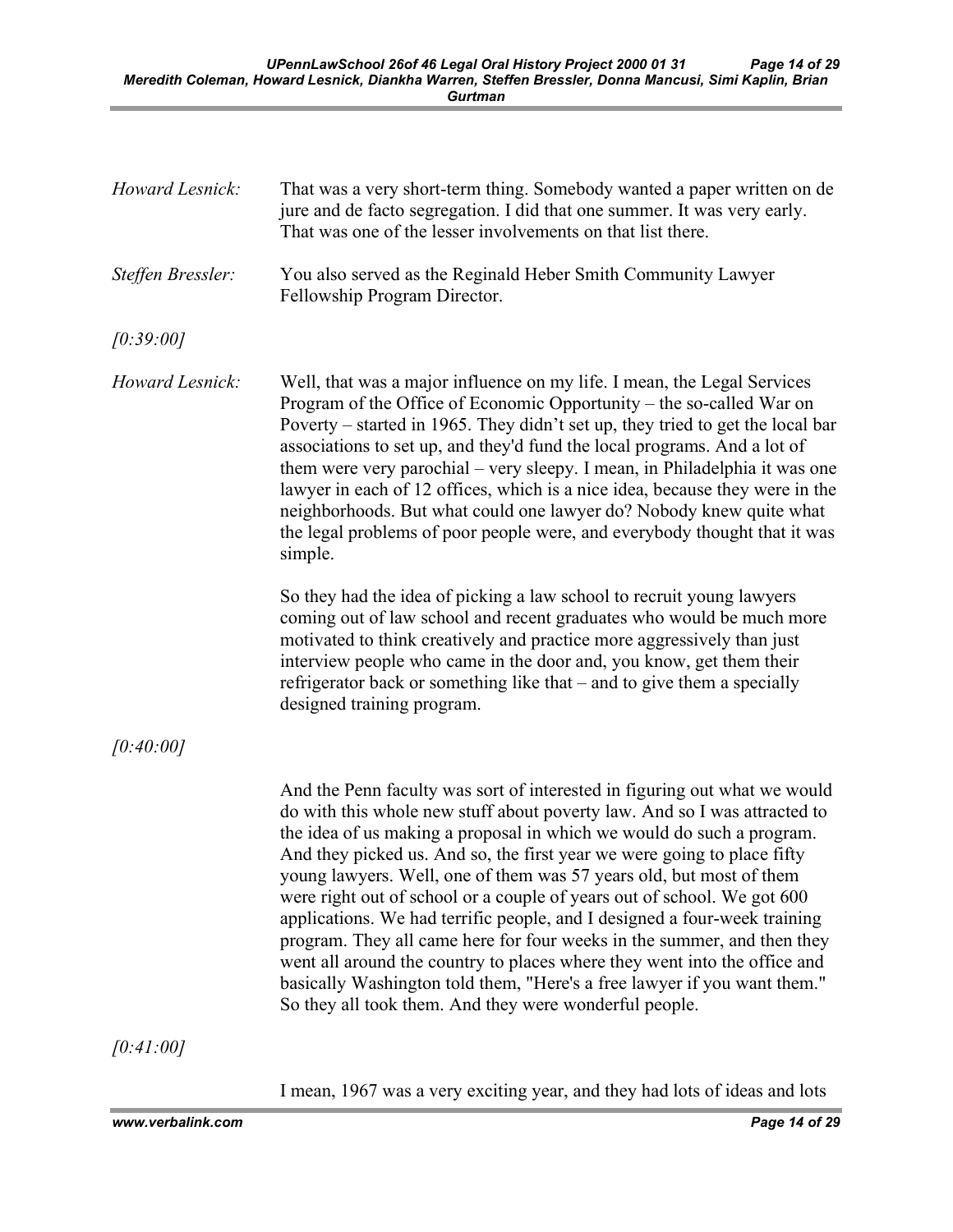*Howard Lesnick:* That was a very short-term thing. Somebody wanted a paper written on de jure and de facto segregation. I did that one summer. It was very early. That was one of the lesser involvements on that list there.

*Steffen Bressler:* You also served as the Reginald Heber Smith Community Lawyer Fellowship Program Director.

*[0:39:00]*

*Howard Lesnick:* Well, that was a major influence on my life. I mean, the Legal Services Program of the Office of Economic Opportunity – the so-called War on Poverty – started in 1965. They didn't set up, they tried to get the local bar associations to set up, and they'd fund the local programs. And a lot of them were very parochial – very sleepy. I mean, in Philadelphia it was one lawyer in each of 12 offices, which is a nice idea, because they were in the neighborhoods. But what could one lawyer do? Nobody knew quite what the legal problems of poor people were, and everybody thought that it was simple.

So they had the idea of picking a law school to recruit young lawyers coming out of law school and recent graduates who would be much more motivated to think creatively and practice more aggressively than just interview people who came in the door and, you know, get them their refrigerator back or something like that – and to give them a specially designed training program.

*[0:40:00]*

And the Penn faculty was sort of interested in figuring out what we would do with this whole new stuff about poverty law. And so I was attracted to the idea of us making a proposal in which we would do such a program. And they picked us. And so, the first year we were going to place fifty young lawyers. Well, one of them was 57 years old, but most of them were right out of school or a couple of years out of school. We got 600 applications. We had terrific people, and I designed a four-week training program. They all came here for four weeks in the summer, and then they went all around the country to places where they went into the office and basically Washington told them, "Here's a free lawyer if you want them." So they all took them. And they were wonderful people.

*[0:41:00]*

I mean, 1967 was a very exciting year, and they had lots of ideas and lots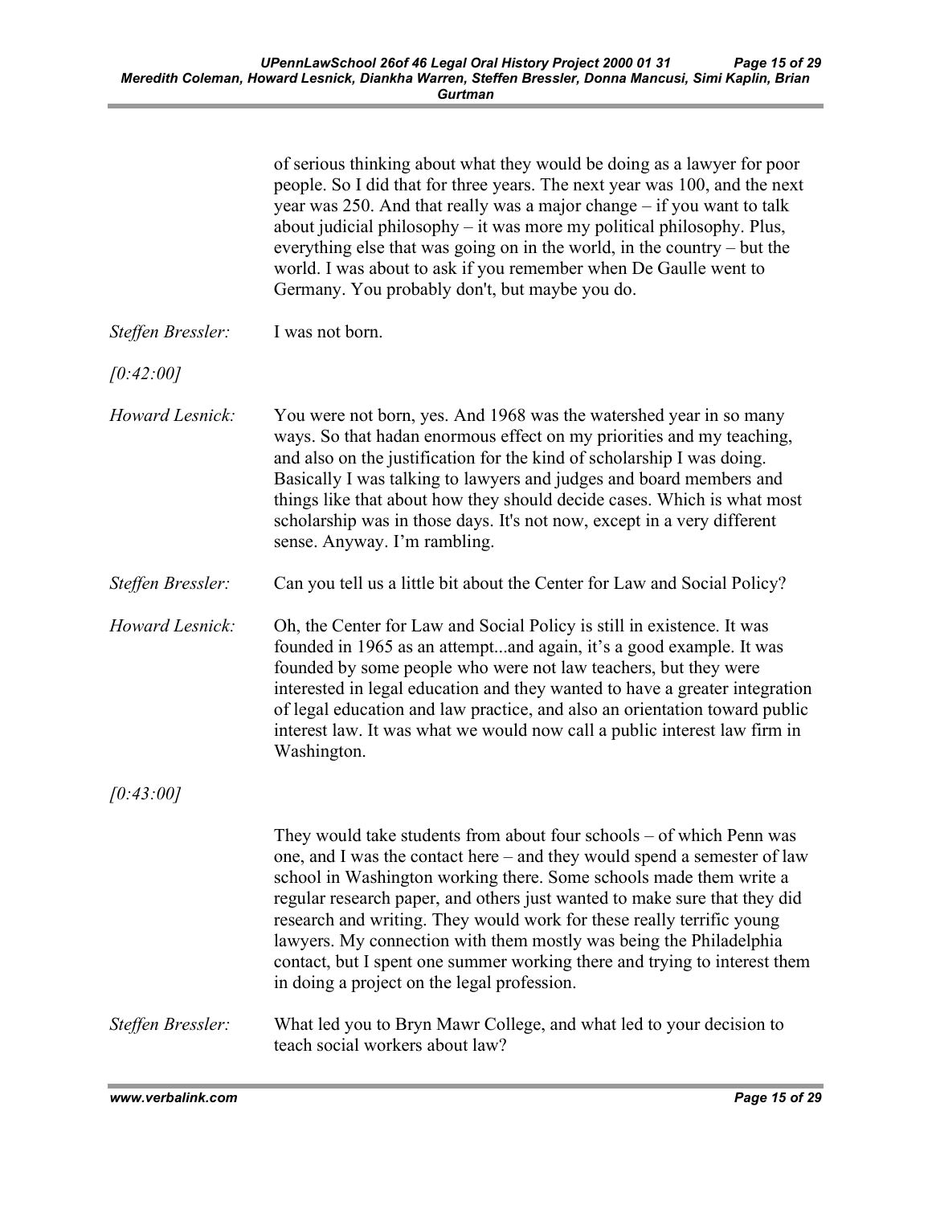of serious thinking about what they would be doing as a lawyer for poor people. So I did that for three years. The next year was 100, and the next year was 250. And that really was a major change – if you want to talk about judicial philosophy – it was more my political philosophy. Plus, everything else that was going on in the world, in the country – but the world. I was about to ask if you remember when De Gaulle went to Germany. You probably don't, but maybe you do.

*Steffen Bressler:* I was not born.

*[0:42:00]*

*Howard Lesnick:* You were not born, yes. And 1968 was the watershed year in so many ways. So that hadan enormous effect on my priorities and my teaching, and also on the justification for the kind of scholarship I was doing. Basically I was talking to lawyers and judges and board members and things like that about how they should decide cases. Which is what most scholarship was in those days. It's not now, except in a very different sense. Anyway. I'm rambling.

*Steffen Bressler:* Can you tell us a little bit about the Center for Law and Social Policy?

*Howard Lesnick:* Oh, the Center for Law and Social Policy is still in existence. It was founded in 1965 as an attempt...and again, it's a good example. It was founded by some people who were not law teachers, but they were interested in legal education and they wanted to have a greater integration of legal education and law practice, and also an orientation toward public interest law. It was what we would now call a public interest law firm in Washington.

*[0:43:00]*

They would take students from about four schools – of which Penn was one, and I was the contact here – and they would spend a semester of law school in Washington working there. Some schools made them write a regular research paper, and others just wanted to make sure that they did research and writing. They would work for these really terrific young lawyers. My connection with them mostly was being the Philadelphia contact, but I spent one summer working there and trying to interest them in doing a project on the legal profession.

*Steffen Bressler:* What led you to Bryn Mawr College, and what led to your decision to teach social workers about law?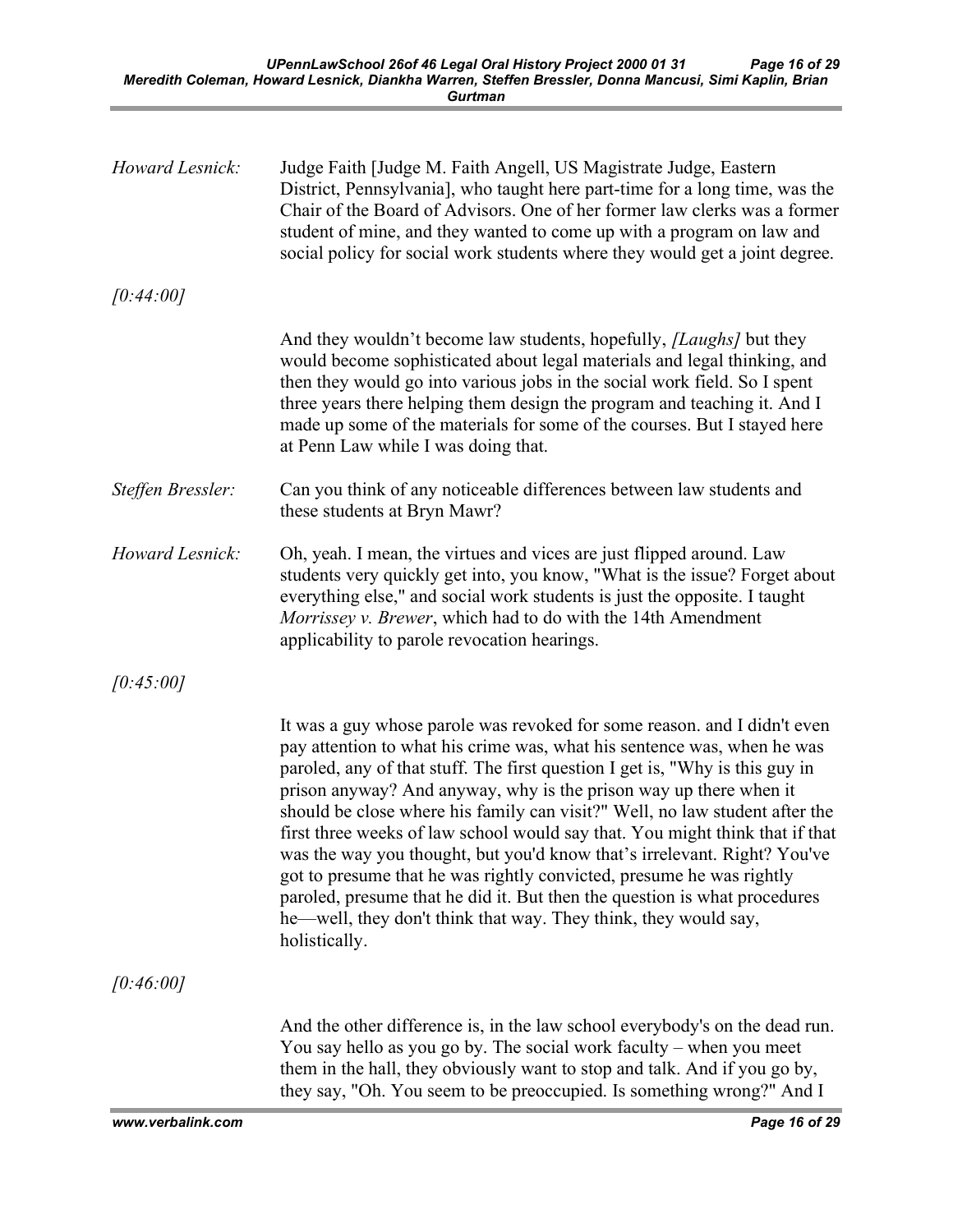*Howard Lesnick:* Judge Faith [Judge M. Faith Angell, US Magistrate Judge, Eastern District, Pennsylvania], who taught here part-time for a long time, was the Chair of the Board of Advisors. One of her former law clerks was a former student of mine, and they wanted to come up with a program on law and social policy for social work students where they would get a joint degree.

*[0:44:00]*

And they wouldn't become law students, hopefully, *[Laughs]* but they would become sophisticated about legal materials and legal thinking, and then they would go into various jobs in the social work field. So I spent three years there helping them design the program and teaching it. And I made up some of the materials for some of the courses. But I stayed here at Penn Law while I was doing that.

*Steffen Bressler:* Can you think of any noticeable differences between law students and these students at Bryn Mawr?

*Howard Lesnick:* Oh, yeah. I mean, the virtues and vices are just flipped around. Law students very quickly get into, you know, "What is the issue? Forget about everything else," and social work students is just the opposite. I taught *Morrissey v. Brewer*, which had to do with the 14th Amendment applicability to parole revocation hearings.

*[0:45:00]*

It was a guy whose parole was revoked for some reason. and I didn't even pay attention to what his crime was, what his sentence was, when he was paroled, any of that stuff. The first question I get is, "Why is this guy in prison anyway? And anyway, why is the prison way up there when it should be close where his family can visit?" Well, no law student after the first three weeks of law school would say that. You might think that if that was the way you thought, but you'd know that's irrelevant. Right? You've got to presume that he was rightly convicted, presume he was rightly paroled, presume that he did it. But then the question is what procedures he—well, they don't think that way. They think, they would say, holistically.

*[0:46:00]*

And the other difference is, in the law school everybody's on the dead run. You say hello as you go by. The social work faculty – when you meet them in the hall, they obviously want to stop and talk. And if you go by, they say, "Oh. You seem to be preoccupied. Is something wrong?" And I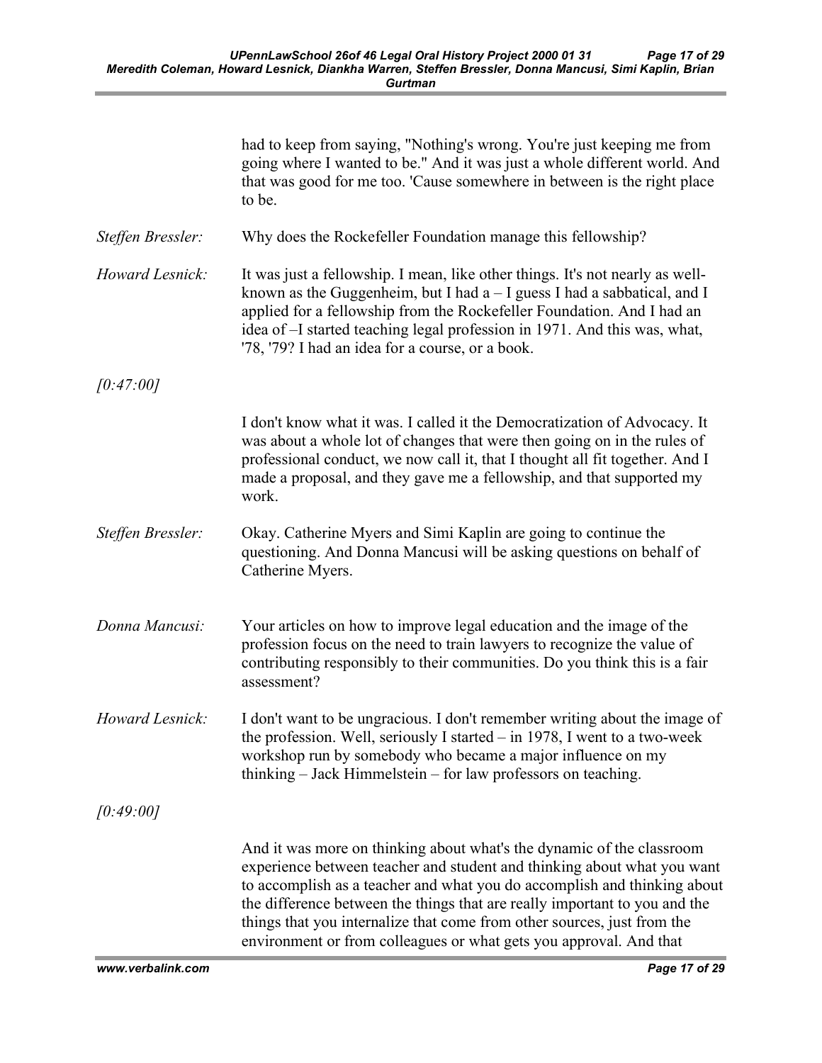had to keep from saying, "Nothing's wrong. You're just keeping me from going where I wanted to be." And it was just a whole different world. And that was good for me too. 'Cause somewhere in between is the right place to be.

*Steffen Bressler:* Why does the Rockefeller Foundation manage this fellowship?

*Howard Lesnick:* It was just a fellowship. I mean, like other things. It's not nearly as well-known as the Guggenheim, but I had a – I guess I had a sabbatical, and I applied for a fellowship from the Rockefeller Foundation. And I had an idea of –I started teaching legal profession in 1971. And this was, what, '78, '79? I had an idea for a course, or a book.

*[0:47:00]*

I don't know what it was. I called it the Democratization of Advocacy. It was about a whole lot of changes that were then going on in the rules of professional conduct, we now call it, that I thought all fit together. And I made a proposal, and they gave me a fellowship, and that supported my work.

*Steffen Bressler:* Okay. Catherine Myers and Simi Kaplin are going to continue the questioning. And Donna Mancusi will be asking questions on behalf of Catherine Myers.

*Donna Mancusi:* Your articles on how to improve legal education and the image of the profession focus on the need to train lawyers to recognize the value of contributing responsibly to their communities. Do you think this is a fair assessment?

*Howard Lesnick:* I don't want to be ungracious. I don't remember writing about the image of the profession. Well, seriously I started – in 1978, I went to a two-week workshop run by somebody who became a major influence on my thinking – Jack Himmelstein – for law professors on teaching.

*[0:49:00]*

And it was more on thinking about what's the dynamic of the classroom experience between teacher and student and thinking about what you want to accomplish as a teacher and what you do accomplish and thinking about the difference between the things that are really important to you and the things that you internalize that come from other sources, just from the environment or from colleagues or what gets you approval. And that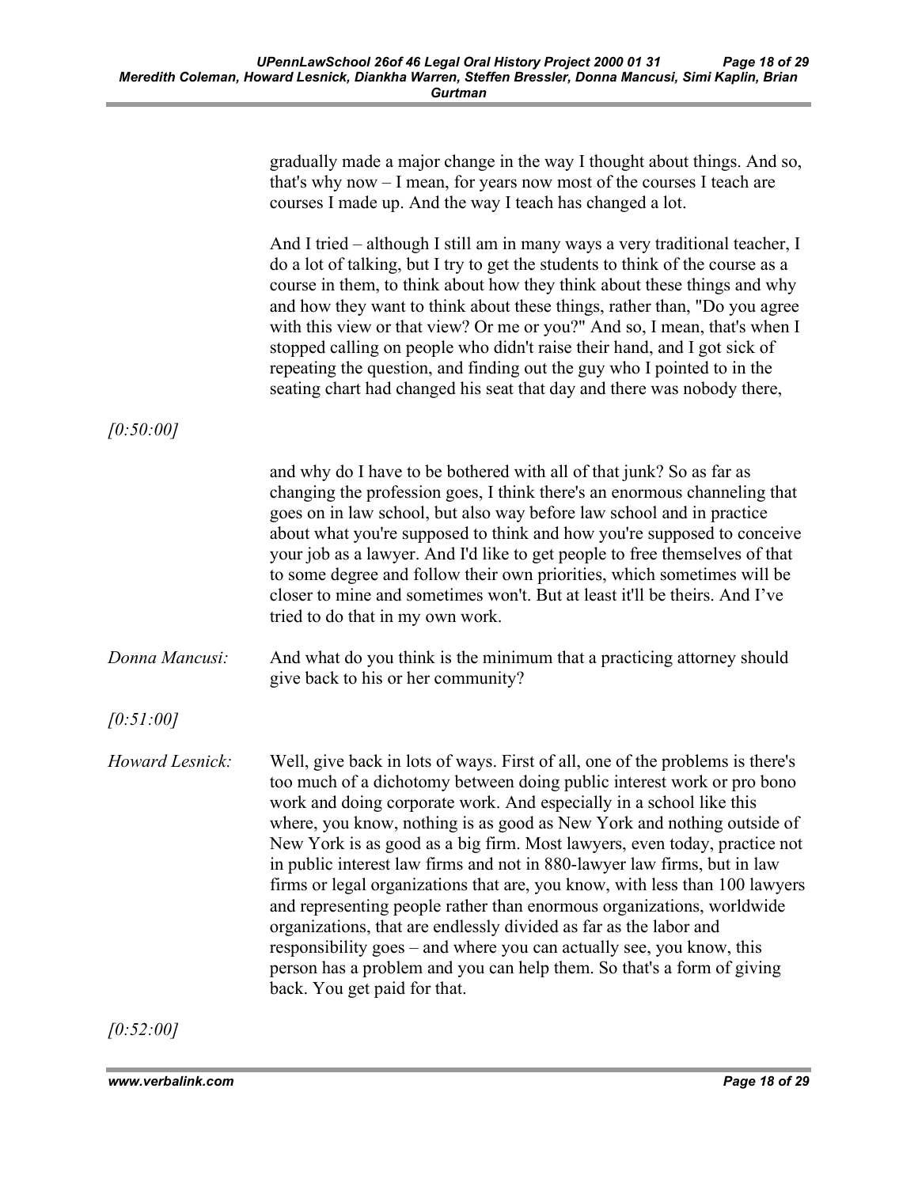gradually made a major change in the way I thought about things. And so, that's why now – I mean, for years now most of the courses I teach are courses I made up. And the way I teach has changed a lot.

And I tried – although I still am in many ways a very traditional teacher, I do a lot of talking, but I try to get the students to think of the course as a course in them, to think about how they think about these things and why and how they want to think about these things, rather than, "Do you agree with this view or that view? Or me or you?" And so, I mean, that's when I stopped calling on people who didn't raise their hand, and I got sick of repeating the question, and finding out the guy who I pointed to in the seating chart had changed his seat that day and there was nobody there,

*[0:50:00]*

and why do I have to be bothered with all of that junk? So as far as changing the profession goes, I think there's an enormous channeling that goes on in law school, but also way before law school and in practice about what you're supposed to think and how you're supposed to conceive your job as a lawyer. And I'd like to get people to free themselves of that to some degree and follow their own priorities, which sometimes will be closer to mine and sometimes won't. But at least it'll be theirs. And I've tried to do that in my own work.

*Donna Mancusi:* And what do you think is the minimum that a practicing attorney should give back to his or her community?

*[0:51:00]*

*Howard Lesnick:* Well, give back in lots of ways. First of all, one of the problems is there's too much of a dichotomy between doing public interest work or pro bono work and doing corporate work. And especially in a school like this where, you know, nothing is as good as New York and nothing outside of New York is as good as a big firm. Most lawyers, even today, practice not in public interest law firms and not in 880-lawyer law firms, but in law firms or legal organizations that are, you know, with less than 100 lawyers and representing people rather than enormous organizations, worldwide organizations, that are endlessly divided as far as the labor and responsibility goes – and where you can actually see, you know, this person has a problem and you can help them. So that's a form of giving back. You get paid for that.

*[0:52:00]*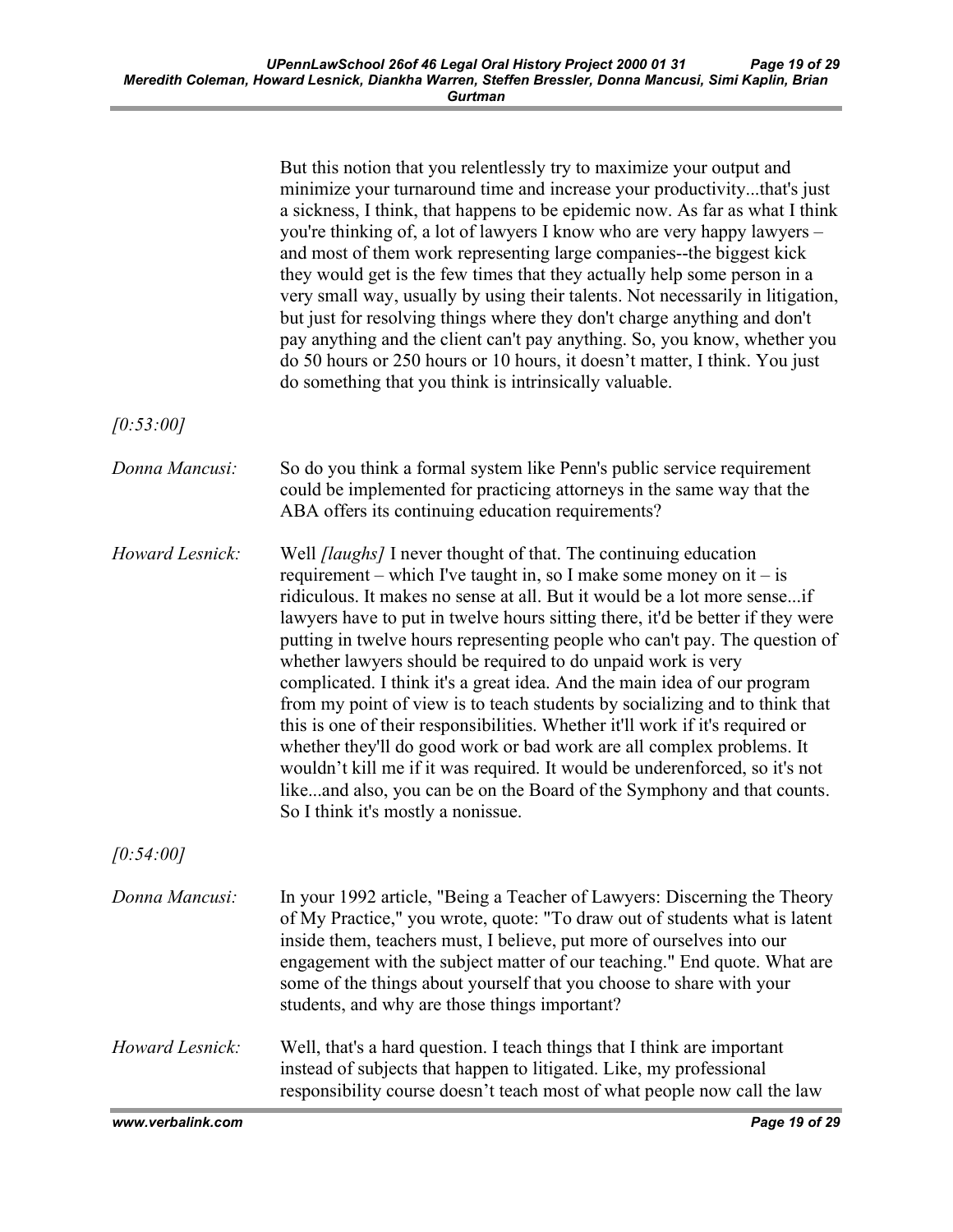But this notion that you relentlessly try to maximize your output and minimize your turnaround time and increase your productivity...that's just a sickness, I think, that happens to be epidemic now. As far as what I think you're thinking of, a lot of lawyers I know who are very happy lawyers – and most of them work representing large companies--the biggest kick they would get is the few times that they actually help some person in a very small way, usually by using their talents. Not necessarily in litigation, but just for resolving things where they don't charge anything and don't pay anything and the client can't pay anything. So, you know, whether you do 50 hours or 250 hours or 10 hours, it doesn't matter, I think. You just do something that you think is intrinsically valuable.

*[0:53:00]*

*Donna Mancusi:* So do you think a formal system like Penn's public service requirement could be implemented for practicing attorneys in the same way that the ABA offers its continuing education requirements?

*Howard Lesnick:* Well *[laughs]* I never thought of that. The continuing education requirement – which I've taught in, so I make some money on it – is ridiculous. It makes no sense at all. But it would be a lot more sense...if lawyers have to put in twelve hours sitting there, it'd be better if they were putting in twelve hours representing people who can't pay. The question of whether lawyers should be required to do unpaid work is very complicated. I think it's a great idea. And the main idea of our program from my point of view is to teach students by socializing and to think that this is one of their responsibilities. Whether it'll work if it's required or whether they'll do good work or bad work are all complex problems. It wouldn't kill me if it was required. It would be underenforced, so it's not like...and also, you can be on the Board of the Symphony and that counts. So I think it's mostly a nonissue.

*[0:54:00]*

*Donna Mancusi:* In your 1992 article, "Being a Teacher of Lawyers: Discerning the Theory of My Practice," you wrote, quote: "To draw out of students what is latent inside them, teachers must, I believe, put more of ourselves into our engagement with the subject matter of our teaching." End quote. What are some of the things about yourself that you choose to share with your students, and why are those things important?

*Howard Lesnick:* Well, that's a hard question. I teach things that I think are important instead of subjects that happen to litigated. Like, my professional responsibility course doesn't teach most of what people now call the law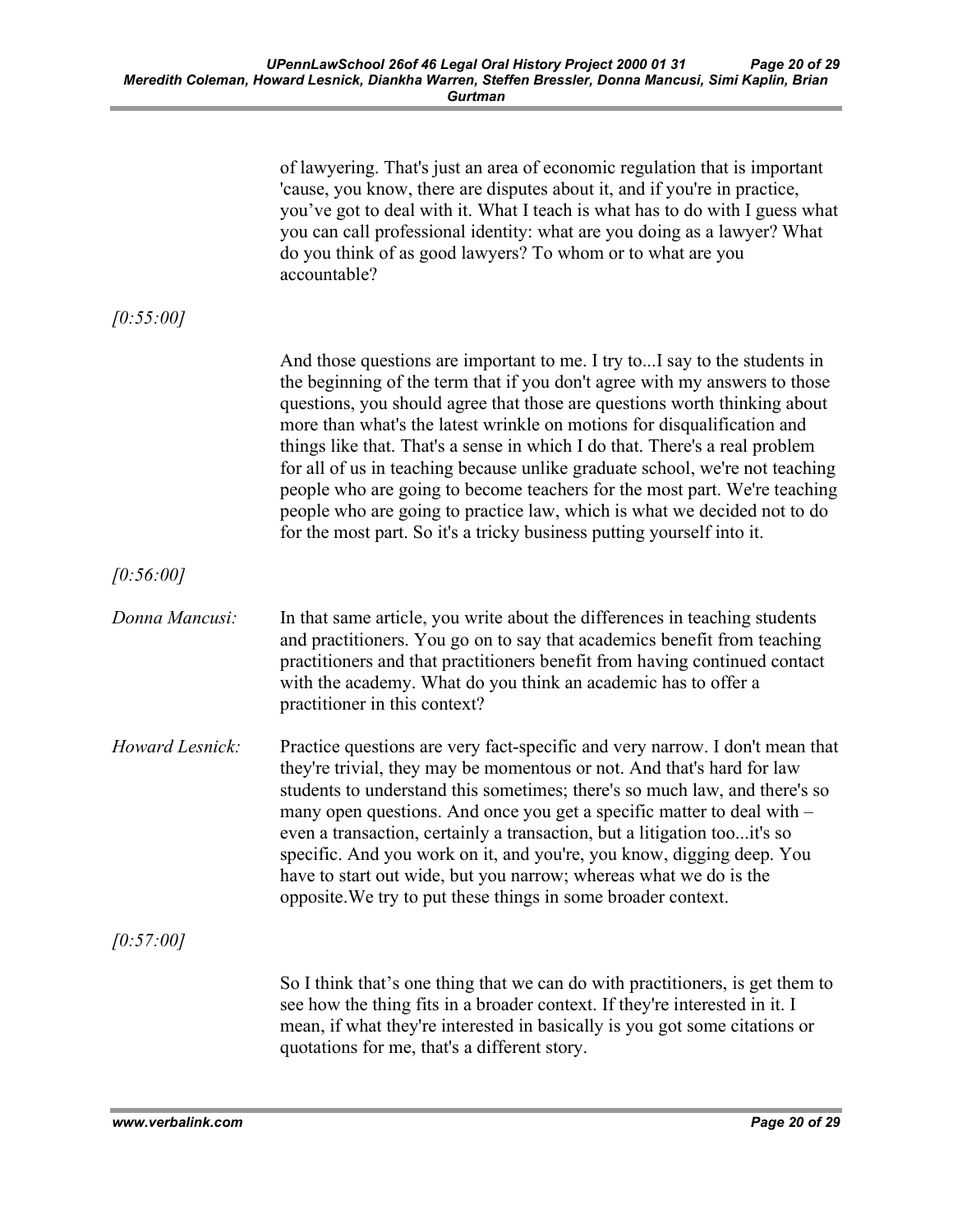of lawyering. That's just an area of economic regulation that is important 'cause, you know, there are disputes about it, and if you're in practice, you've got to deal with it. What I teach is what has to do with I guess what you can call professional identity: what are you doing as a lawyer? What do you think of as good lawyers? To whom or to what are you accountable?

*[0:55:00]*

And those questions are important to me. I try to...I say to the students in the beginning of the term that if you don't agree with my answers to those questions, you should agree that those are questions worth thinking about more than what's the latest wrinkle on motions for disqualification and things like that. That's a sense in which I do that. There's a real problem for all of us in teaching because unlike graduate school, we're not teaching people who are going to become teachers for the most part. We're teaching people who are going to practice law, which is what we decided not to do for the most part. So it's a tricky business putting yourself into it.

*[0:56:00]*

*Donna Mancusi:* In that same article, you write about the differences in teaching students and practitioners. You go on to say that academics benefit from teaching practitioners and that practitioners benefit from having continued contact with the academy. What do you think an academic has to offer a practitioner in this context?

*Howard Lesnick:* Practice questions are very fact-specific and very narrow. I don't mean that they're trivial, they may be momentous or not. And that's hard for law students to understand this sometimes; there's so much law, and there's so many open questions. And once you get a specific matter to deal with – even a transaction, certainly a transaction, but a litigation too...it's so specific. And you work on it, and you're, you know, digging deep. You have to start out wide, but you narrow; whereas what we do is the opposite.We try to put these things in some broader context.

*[0:57:00]*

So I think that's one thing that we can do with practitioners, is get them to see how the thing fits in a broader context. If they're interested in it. I mean, if what they're interested in basically is you got some citations or quotations for me, that's a different story.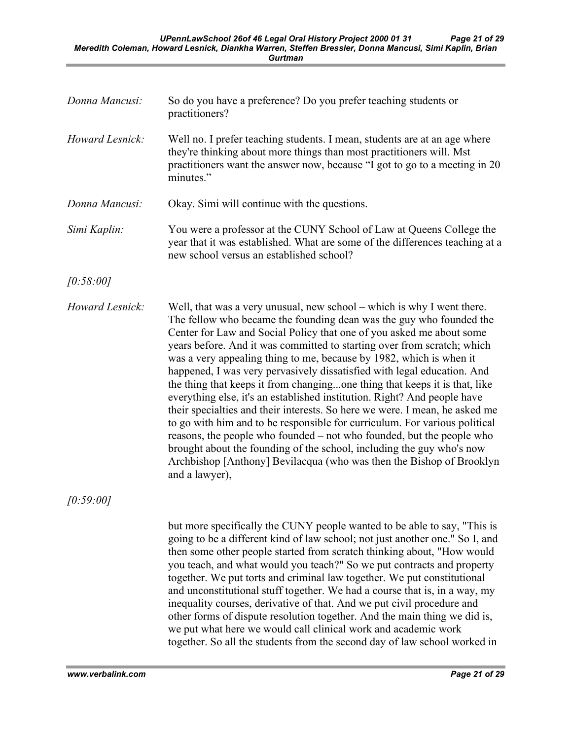*Donna Mancusi:* So do you have a preference? Do you prefer teaching students or practitioners?

*Howard Lesnick:* Well no. I prefer teaching students. I mean, students are at an age where they're thinking about more things than most practitioners will. Mst practitioners want the answer now, because "I got to go to a meeting in 20 minutes."

*Donna Mancusi:* Okay. Simi will continue with the questions.

*Simi Kaplin:* You were a professor at the CUNY School of Law at Queens College the year that it was established. What are some of the differences teaching at a new school versus an established school?

*[0:58:00]*

*Howard Lesnick:* Well, that was a very unusual, new school – which is why I went there. The fellow who became the founding dean was the guy who founded the Center for Law and Social Policy that one of you asked me about some years before. And it was committed to starting over from scratch; which was a very appealing thing to me, because by 1982, which is when it happened, I was very pervasively dissatisfied with legal education. And the thing that keeps it from changing...one thing that keeps it is that, like everything else, it's an established institution. Right? And people have their specialties and their interests. So here we were. I mean, he asked me to go with him and to be responsible for curriculum. For various political reasons, the people who founded – not who founded, but the people who brought about the founding of the school, including the guy who's now Archbishop [Anthony] Bevilacqua (who was then the Bishop of Brooklyn and a lawyer),

*[0:59:00]*

but more specifically the CUNY people wanted to be able to say, "This is going to be a different kind of law school; not just another one." So I, and then some other people started from scratch thinking about, "How would you teach, and what would you teach?" So we put contracts and property together. We put torts and criminal law together. We put constitutional and unconstitutional stuff together. We had a course that is, in a way, my inequality courses, derivative of that. And we put civil procedure and other forms of dispute resolution together. And the main thing we did is, we put what here we would call clinical work and academic work together. So all the students from the second day of law school worked in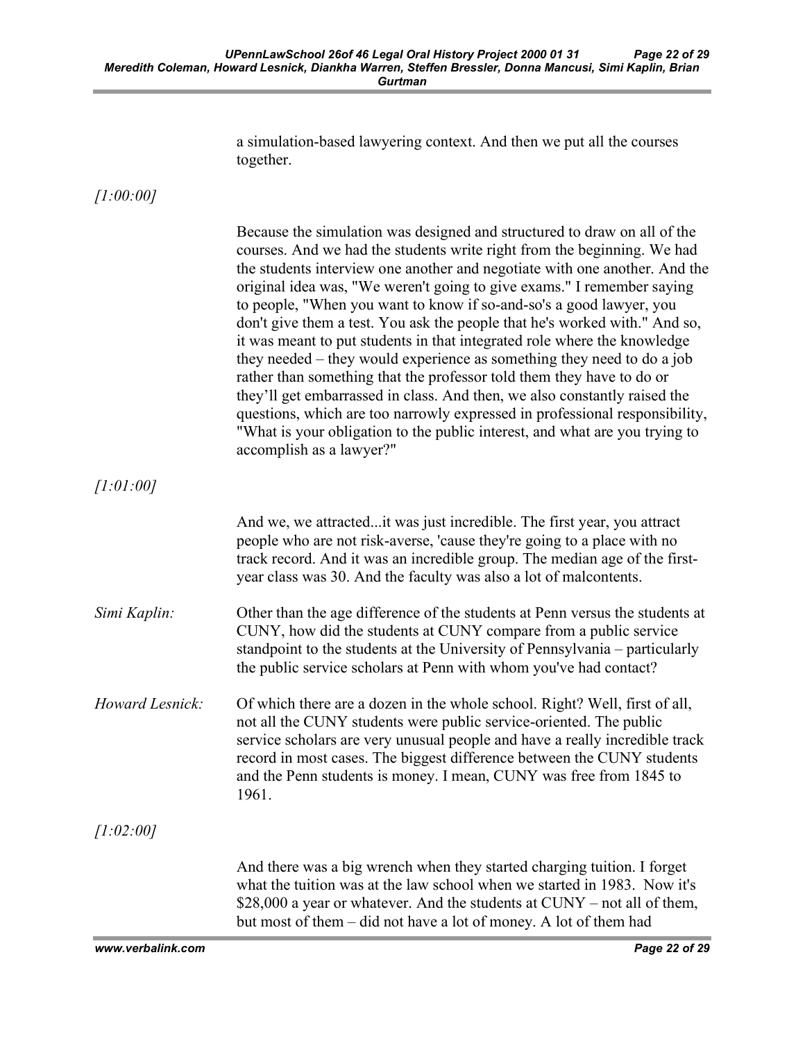a simulation-based lawyering context. And then we put all the courses together.

*[1:00:00]*

Because the simulation was designed and structured to draw on all of the courses. And we had the students write right from the beginning. We had the students interview one another and negotiate with one another. And the original idea was, "We weren't going to give exams." I remember saying to people, "When you want to know if so-and-so's a good lawyer, you don't give them a test. You ask the people that he's worked with." And so, it was meant to put students in that integrated role where the knowledge they needed – they would experience as something they need to do a job rather than something that the professor told them they have to do or they'll get embarrassed in class. And then, we also constantly raised the questions, which are too narrowly expressed in professional responsibility, "What is your obligation to the public interest, and what are you trying to accomplish as a lawyer?"

*[1:01:00]*

And we, we attracted...it was just incredible. The first year, you attract people who are not risk-averse, 'cause they're going to a place with no track record. And it was an incredible group. The median age of the first-year class was 30. And the faculty was also a lot of malcontents.

*Simi Kaplin:* Other than the age difference of the students at Penn versus the students at CUNY, how did the students at CUNY compare from a public service standpoint to the students at the University of Pennsylvania – particularly the public service scholars at Penn with whom you've had contact?

*Howard Lesnick:* Of which there are a dozen in the whole school. Right? Well, first of all, not all the CUNY students were public service-oriented. The public service scholars are very unusual people and have a really incredible track record in most cases. The biggest difference between the CUNY students and the Penn students is money. I mean, CUNY was free from 1845 to 1961.

*[1:02:00]*

And there was a big wrench when they started charging tuition. I forget what the tuition was at the law school when we started in 1983. Now it's $28,000 a year or whatever. And the students at CUNY – not all of them, but most of them – did not have a lot of money. A lot of them had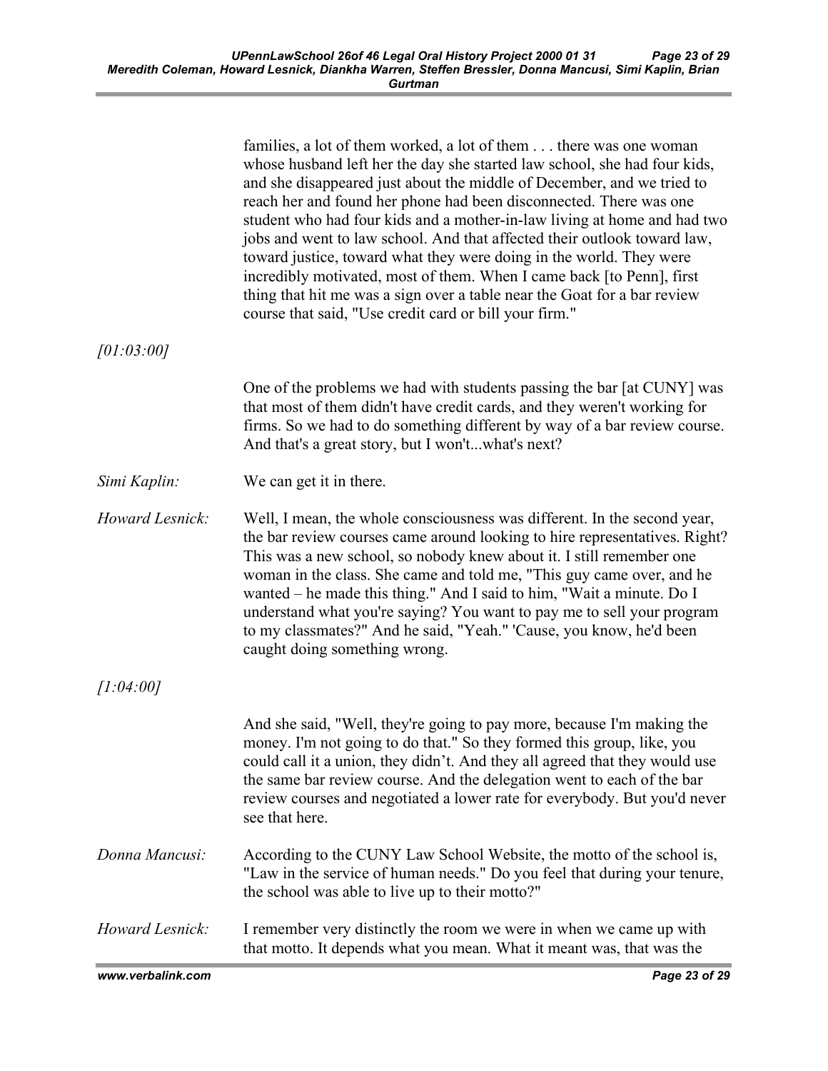families, a lot of them worked, a lot of them . . . there was one woman whose husband left her the day she started law school, she had four kids, and she disappeared just about the middle of December, and we tried to reach her and found her phone had been disconnected. There was one student who had four kids and a mother-in-law living at home and had two jobs and went to law school. And that affected their outlook toward law, toward justice, toward what they were doing in the world. They were incredibly motivated, most of them. When I came back [to Penn], first thing that hit me was a sign over a table near the Goat for a bar review course that said, "Use credit card or bill your firm."

*[01:03:00]*

One of the problems we had with students passing the bar [at CUNY] was that most of them didn't have credit cards, and they weren't working for firms. So we had to do something different by way of a bar review course. And that's a great story, but I won't...what's next?

*Simi Kaplin:* We can get it in there.

*Howard Lesnick:* Well, I mean, the whole consciousness was different. In the second year, the bar review courses came around looking to hire representatives. Right? This was a new school, so nobody knew about it. I still remember one woman in the class. She came and told me, "This guy came over, and he wanted – he made this thing." And I said to him, "Wait a minute. Do I understand what you're saying? You want to pay me to sell your program to my classmates?" And he said, "Yeah." 'Cause, you know, he'd been caught doing something wrong.

*[1:04:00]*

And she said, "Well, they're going to pay more, because I'm making the money. I'm not going to do that." So they formed this group, like, you could call it a union, they didn't. And they all agreed that they would use the same bar review course. And the delegation went to each of the bar review courses and negotiated a lower rate for everybody. But you'd never see that here.

*Donna Mancusi:* According to the CUNY Law School Website, the motto of the school is, "Law in the service of human needs." Do you feel that during your tenure, the school was able to live up to their motto?"

*Howard Lesnick:* I remember very distinctly the room we were in when we came up with that motto. It depends what you mean. What it meant was, that was the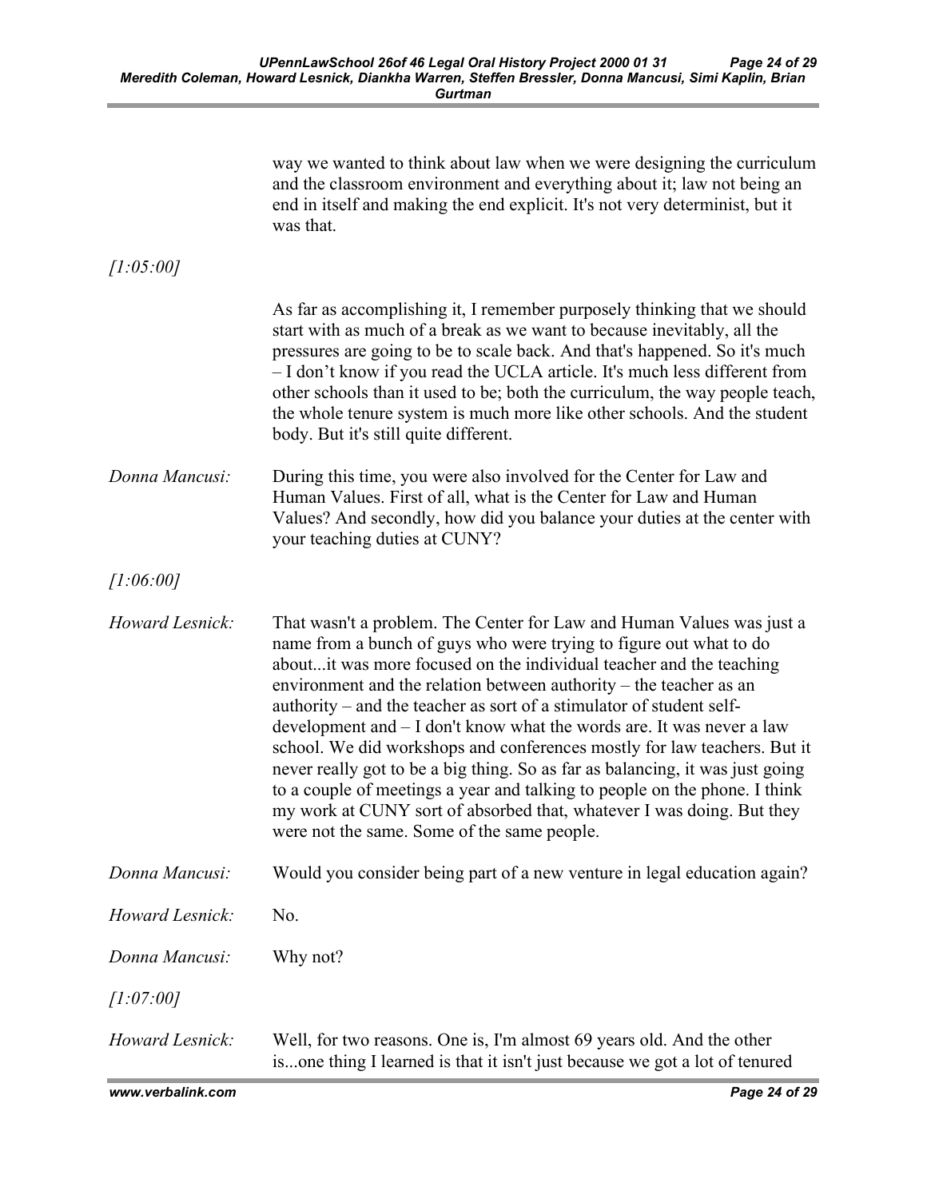way we wanted to think about law when we were designing the curriculum and the classroom environment and everything about it; law not being an end in itself and making the end explicit. It's not very determinist, but it was that.

*[1:05:00]*

As far as accomplishing it, I remember purposely thinking that we should start with as much of a break as we want to because inevitably, all the pressures are going to be to scale back. And that's happened. So it's much – I don't know if you read the UCLA article. It's much less different from other schools than it used to be; both the curriculum, the way people teach, the whole tenure system is much more like other schools. And the student body. But it's still quite different.

*Donna Mancusi:* During this time, you were also involved for the Center for Law and Human Values. First of all, what is the Center for Law and Human Values? And secondly, how did you balance your duties at the center with your teaching duties at CUNY?

*[1:06:00]*

*Howard Lesnick:* That wasn't a problem. The Center for Law and Human Values was just a name from a bunch of guys who were trying to figure out what to do about...it was more focused on the individual teacher and the teaching environment and the relation between authority – the teacher as an authority – and the teacher as sort of a stimulator of student self-development and – I don't know what the words are. It was never a law school. We did workshops and conferences mostly for law teachers. But it never really got to be a big thing. So as far as balancing, it was just going to a couple of meetings a year and talking to people on the phone. I think my work at CUNY sort of absorbed that, whatever I was doing. But they were not the same. Some of the same people.

*Donna Mancusi:* Would you consider being part of a new venture in legal education again?

*Howard Lesnick:* No.

*Donna Mancusi:* Why not?

*[1:07:00]*

*Howard Lesnick:* Well, for two reasons. One is, I'm almost 69 years old. And the other is...one thing I learned is that it isn't just because we got a lot of tenured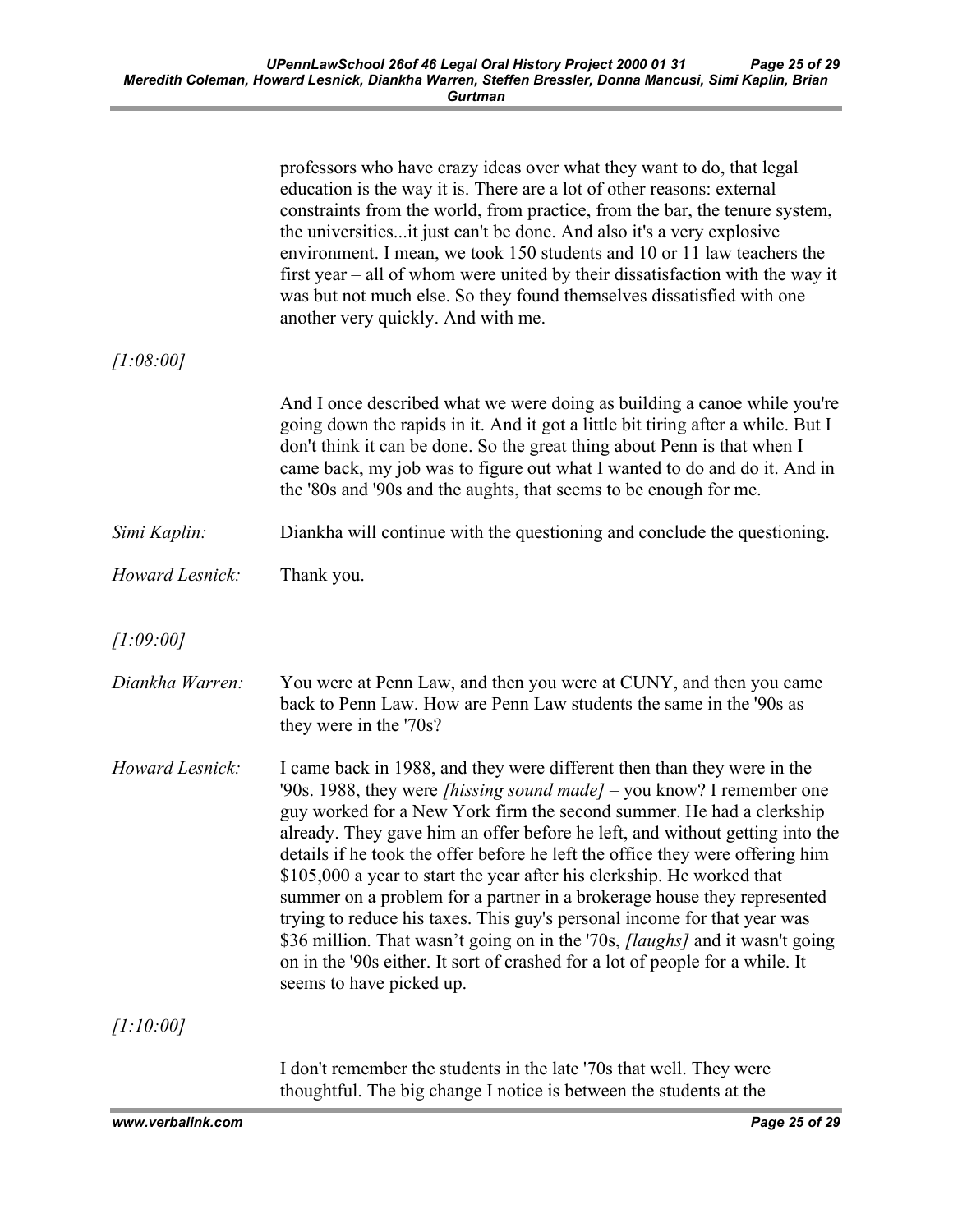professors who have crazy ideas over what they want to do, that legal education is the way it is. There are a lot of other reasons: external constraints from the world, from practice, from the bar, the tenure system, the universities...it just can't be done. And also it's a very explosive environment. I mean, we took 150 students and 10 or 11 law teachers the first year – all of whom were united by their dissatisfaction with the way it was but not much else. So they found themselves dissatisfied with one another very quickly. And with me.

*[1:08:00]*

And I once described what we were doing as building a canoe while you're going down the rapids in it. And it got a little bit tiring after a while. But I don't think it can be done. So the great thing about Penn is that when I came back, my job was to figure out what I wanted to do and do it. And in the '80s and '90s and the aughts, that seems to be enough for me.

*Simi Kaplin:* Diankha will continue with the questioning and conclude the questioning.

*Howard Lesnick:* Thank you.

*[1:09:00]*

*Diankha Warren:* You were at Penn Law, and then you were at CUNY, and then you came back to Penn Law. How are Penn Law students the same in the '90s as they were in the '70s?

*Howard Lesnick:* I came back in 1988, and they were different then than they were in the '90s. 1988, they were *[hissing sound made]* – you know? I remember one guy worked for a New York firm the second summer. He had a clerkship already. They gave him an offer before he left, and without getting into the details if he took the offer before he left the office they were offering him $105,000 a year to start the year after his clerkship. He worked that summer on a problem for a partner in a brokerage house they represented trying to reduce his taxes. This guy's personal income for that year was $36 million. That wasn't going on in the '70s, *[laughs]* and it wasn't going on in the '90s either. It sort of crashed for a lot of people for a while. It seems to have picked up.

*[1:10:00]*

I don't remember the students in the late '70s that well. They were thoughtful. The big change I notice is between the students at the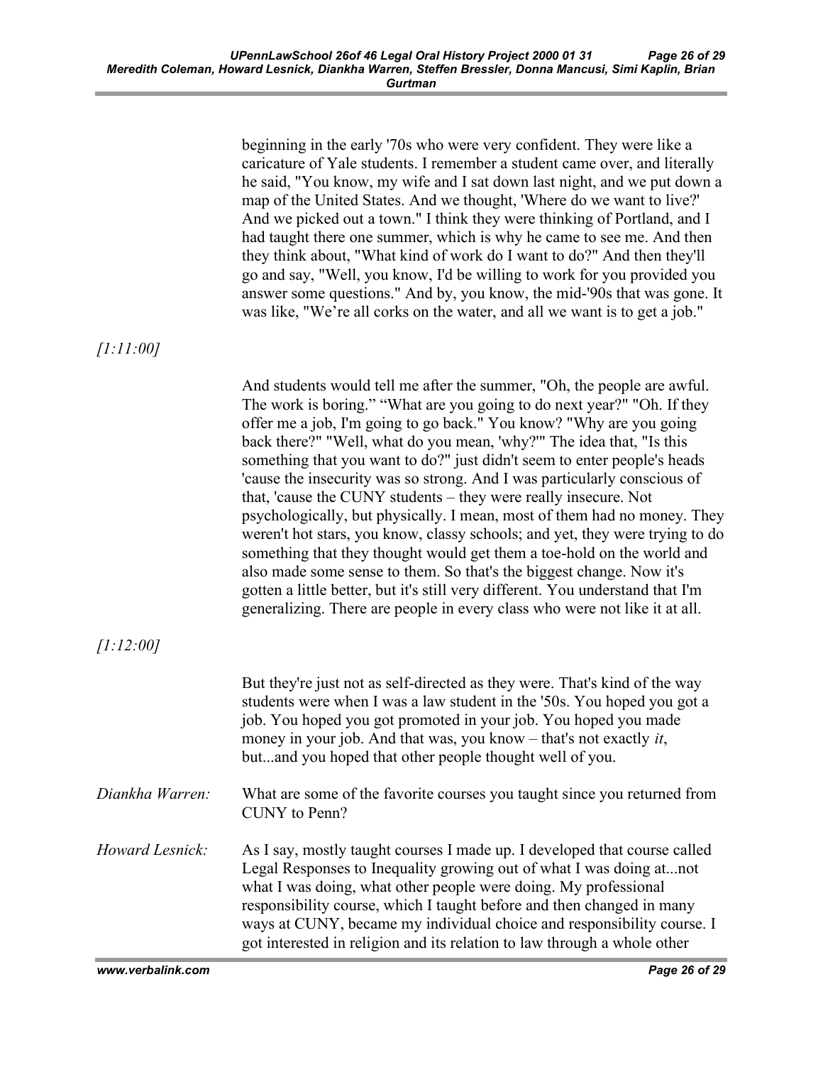beginning in the early '70s who were very confident. They were like a caricature of Yale students. I remember a student came over, and literally he said, "You know, my wife and I sat down last night, and we put down a map of the United States. And we thought, 'Where do we want to live?' And we picked out a town." I think they were thinking of Portland, and I had taught there one summer, which is why he came to see me. And then they think about, "What kind of work do I want to do?" And then they'll go and say, "Well, you know, I'd be willing to work for you provided you answer some questions." And by, you know, the mid-'90s that was gone. It was like, "We're all corks on the water, and all we want is to get a job."

*[1:11:00]*

And students would tell me after the summer, "Oh, the people are awful. The work is boring." "What are you going to do next year?" "Oh. If they offer me a job, I'm going to go back." You know? "Why are you going back there?" "Well, what do you mean, 'why?'" The idea that, "Is this something that you want to do?" just didn't seem to enter people's heads 'cause the insecurity was so strong. And I was particularly conscious of that, 'cause the CUNY students – they were really insecure. Not psychologically, but physically. I mean, most of them had no money. They weren't hot stars, you know, classy schools; and yet, they were trying to do something that they thought would get them a toe-hold on the world and also made some sense to them. So that's the biggest change. Now it's gotten a little better, but it's still very different. You understand that I'm generalizing. There are people in every class who were not like it at all.

*[1:12:00]*

But they're just not as self-directed as they were. That's kind of the way students were when I was a law student in the '50s. You hoped you got a job. You hoped you got promoted in your job. You hoped you made money in your job. And that was, you know – that's not exactly *it*, but...and you hoped that other people thought well of you.

*Diankha Warren:* What are some of the favorite courses you taught since you returned from CUNY to Penn?

*Howard Lesnick:* As I say, mostly taught courses I made up. I developed that course called Legal Responses to Inequality growing out of what I was doing at...not what I was doing, what other people were doing. My professional responsibility course, which I taught before and then changed in many ways at CUNY, became my individual choice and responsibility course. I got interested in religion and its relation to law through a whole other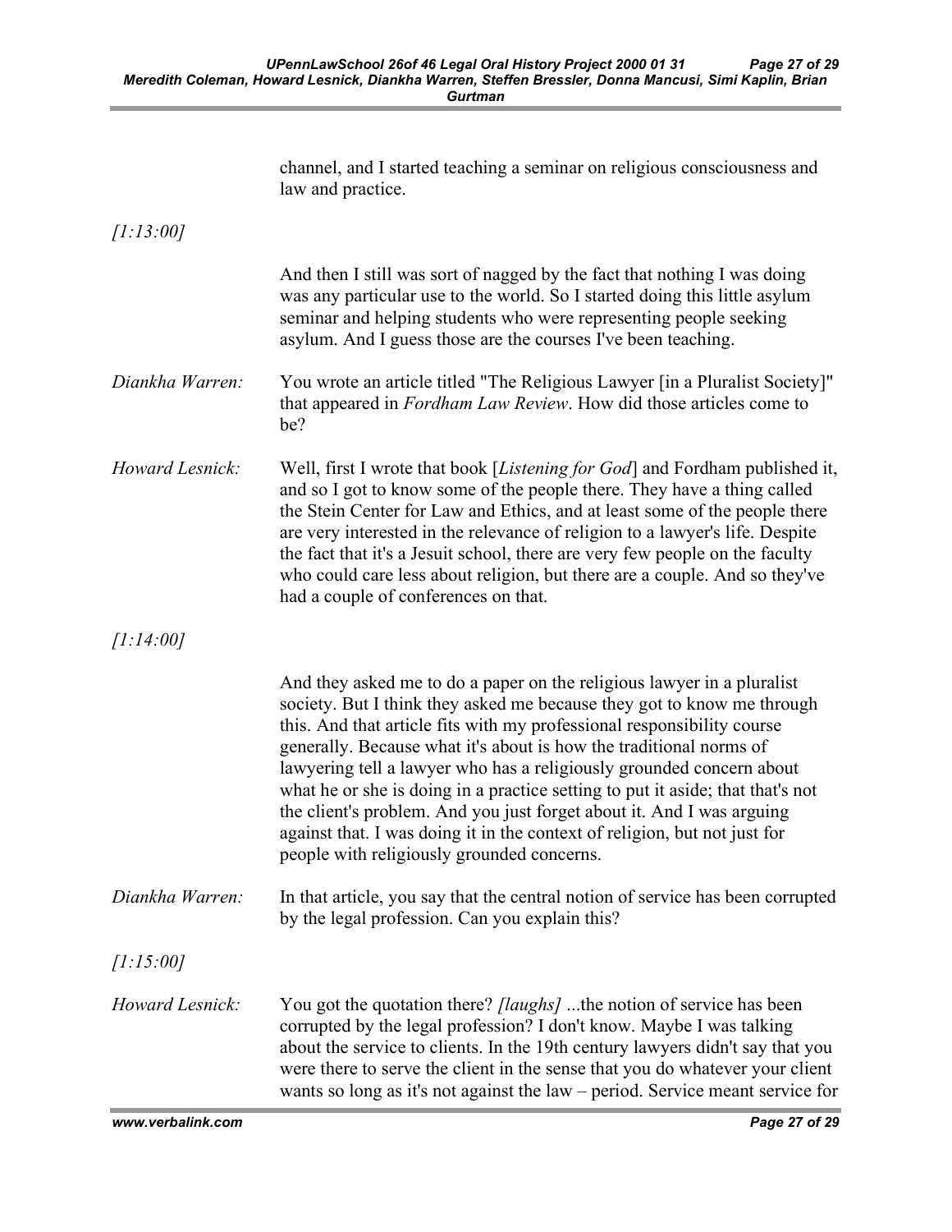channel, and I started teaching a seminar on religious consciousness and law and practice.

*[1:13:00]*

And then I still was sort of nagged by the fact that nothing I was doing was any particular use to the world. So I started doing this little asylum seminar and helping students who were representing people seeking asylum. And I guess those are the courses I've been teaching.

*Diankha Warren:* You wrote an article titled "The Religious Lawyer [in a Pluralist Society]" that appeared in *Fordham Law Review*. How did those articles come to be?

*Howard Lesnick:* Well, first I wrote that book [*Listening for God*] and Fordham published it, and so I got to know some of the people there. They have a thing called the Stein Center for Law and Ethics, and at least some of the people there are very interested in the relevance of religion to a lawyer's life. Despite the fact that it's a Jesuit school, there are very few people on the faculty who could care less about religion, but there are a couple. And so they've had a couple of conferences on that.

*[1:14:00]*

And they asked me to do a paper on the religious lawyer in a pluralist society. But I think they asked me because they got to know me through this. And that article fits with my professional responsibility course generally. Because what it's about is how the traditional norms of lawyering tell a lawyer who has a religiously grounded concern about what he or she is doing in a practice setting to put it aside; that that's not the client's problem. And you just forget about it. And I was arguing against that. I was doing it in the context of religion, but not just for people with religiously grounded concerns.

*Diankha Warren:* In that article, you say that the central notion of service has been corrupted by the legal profession. Can you explain this?

*[1:15:00]*

*Howard Lesnick:* You got the quotation there? *[laughs]* ...the notion of service has been corrupted by the legal profession? I don't know. Maybe I was talking about the service to clients. In the 19th century lawyers didn't say that you were there to serve the client in the sense that you do whatever your client wants so long as it's not against the law – period. Service meant service for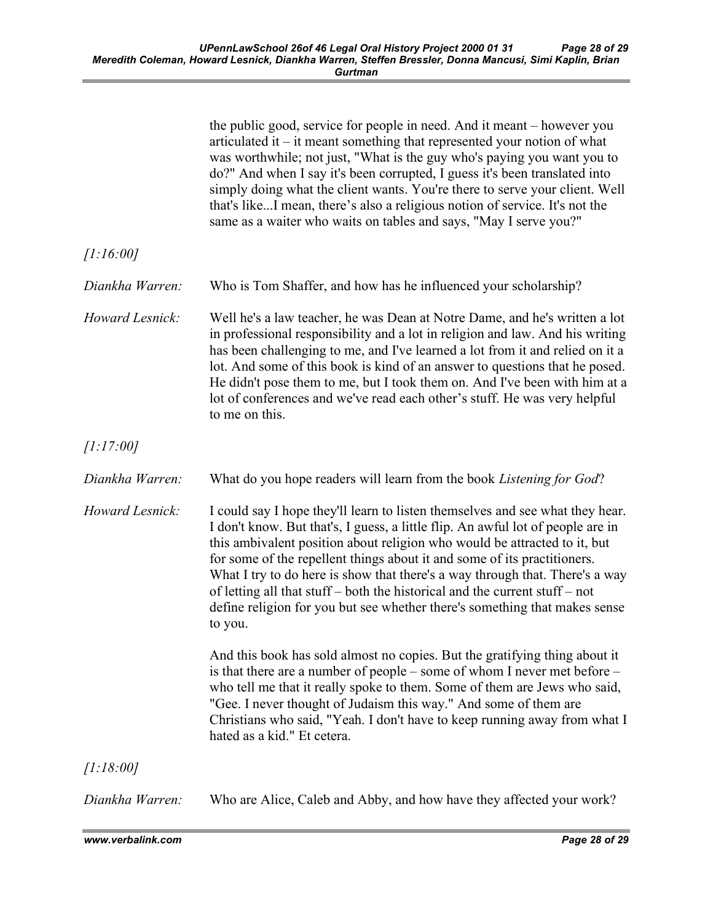the public good, service for people in need. And it meant – however you articulated it – it meant something that represented your notion of what was worthwhile; not just, "What is the guy who's paying you want you to do?" And when I say it's been corrupted, I guess it's been translated into simply doing what the client wants. You're there to serve your client. Well that's like...I mean, there's also a religious notion of service. It's not the same as a waiter who waits on tables and says, "May I serve you?"

*[1:16:00]*

*Diankha Warren:* Who is Tom Shaffer, and how has he influenced your scholarship?

*Howard Lesnick:* Well he's a law teacher, he was Dean at Notre Dame, and he's written a lot in professional responsibility and a lot in religion and law. And his writing has been challenging to me, and I've learned a lot from it and relied on it a lot. And some of this book is kind of an answer to questions that he posed. He didn't pose them to me, but I took them on. And I've been with him at a lot of conferences and we've read each other's stuff. He was very helpful to me on this.

*[1:17:00]*

*Diankha Warren:* What do you hope readers will learn from the book *Listening for God*?

*Howard Lesnick:* I could say I hope they'll learn to listen themselves and see what they hear. I don't know. But that's, I guess, a little flip. An awful lot of people are in this ambivalent position about religion who would be attracted to it, but for some of the repellent things about it and some of its practitioners. What I try to do here is show that there's a way through that. There's a way of letting all that stuff – both the historical and the current stuff – not define religion for you but see whether there's something that makes sense to you.

And this book has sold almost no copies. But the gratifying thing about it is that there are a number of people – some of whom I never met before – who tell me that it really spoke to them. Some of them are Jews who said, "Gee. I never thought of Judaism this way." And some of them are Christians who said, "Yeah. I don't have to keep running away from what I hated as a kid." Et cetera.

*[1:18:00]*

*Diankha Warren:* Who are Alice, Caleb and Abby, and how have they affected your work?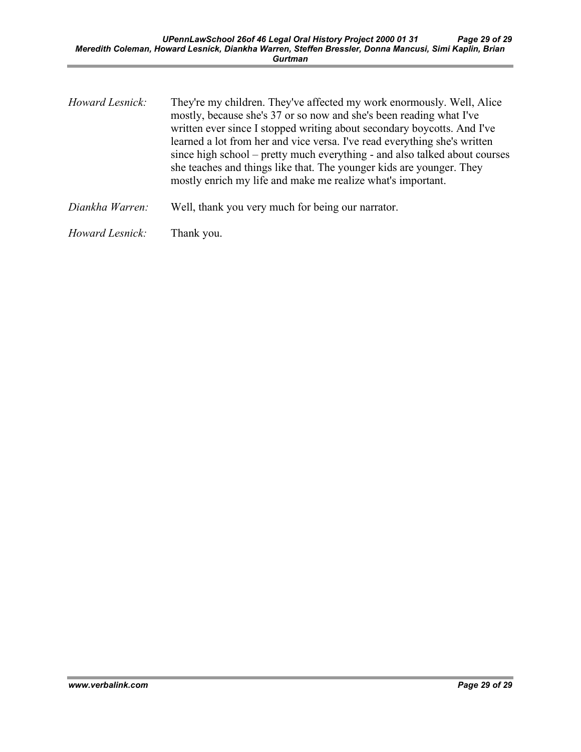*Howard Lesnick:* They're my children. They've affected my work enormously. Well, Alice mostly, because she's 37 or so now and she's been reading what I've written ever since I stopped writing about secondary boycotts. And I've learned a lot from her and vice versa. I've read everything she's written since high school – pretty much everything - and also talked about courses she teaches and things like that. The younger kids are younger. They mostly enrich my life and make me realize what's important.

*Diankha Warren:* Well, thank you very much for being our narrator.

*Howard Lesnick:* Thank you.